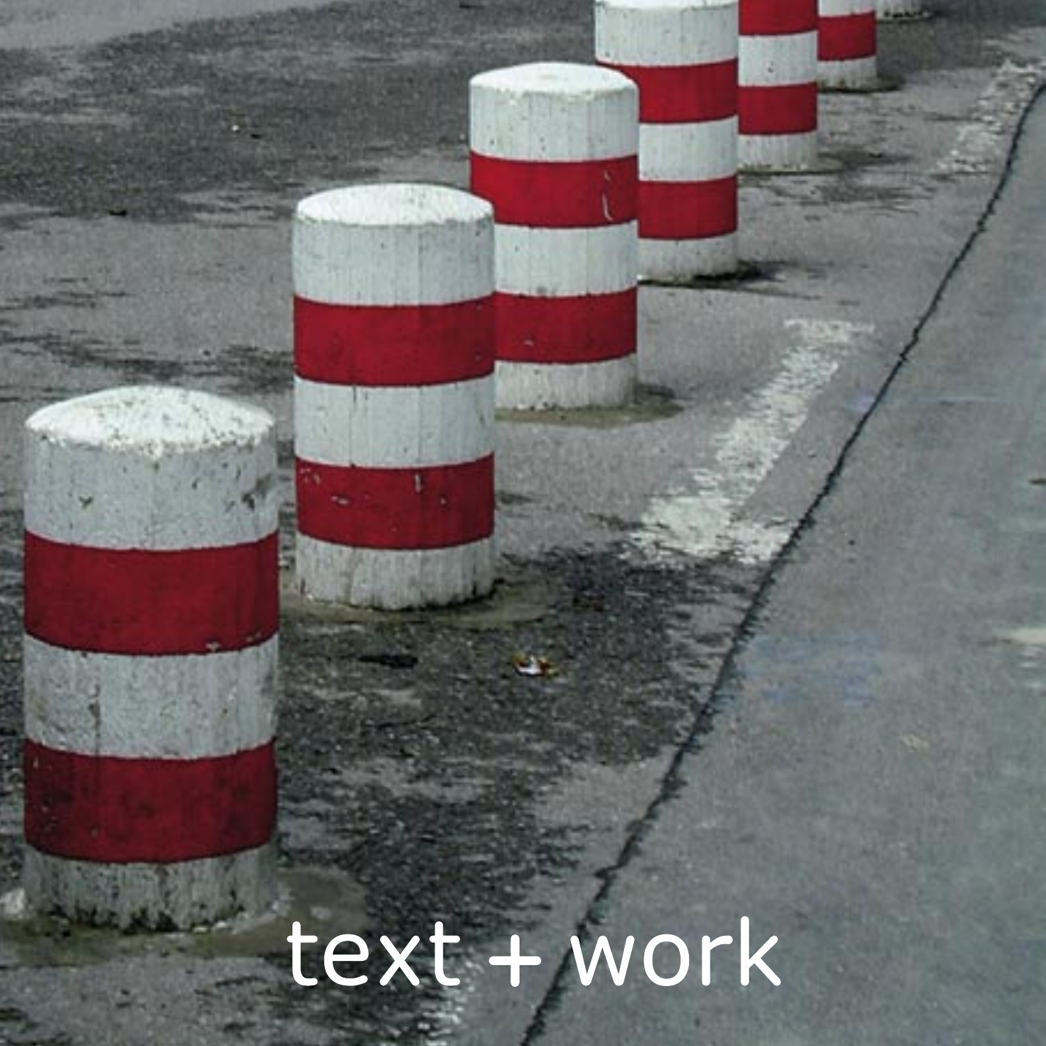text + work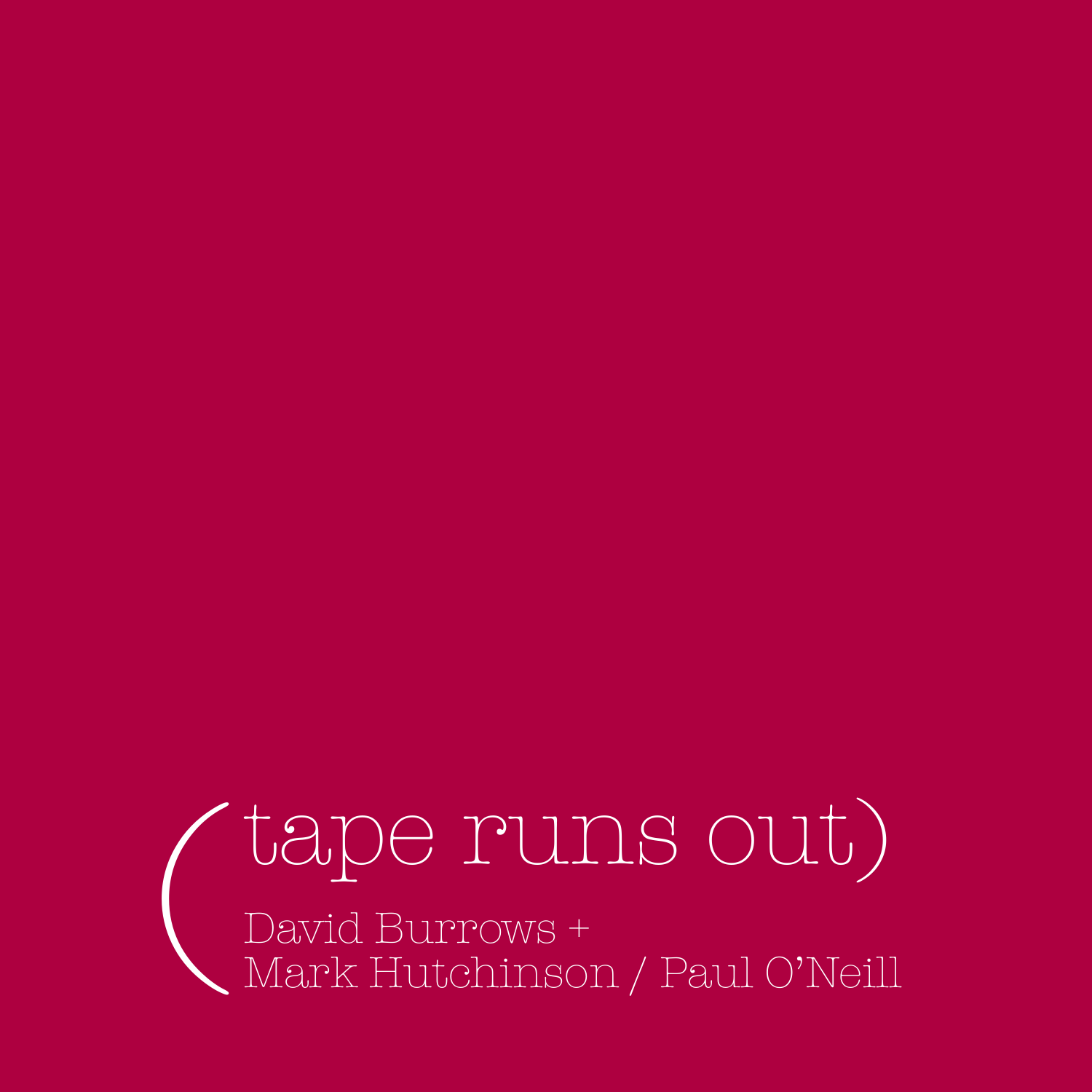# (tape runs out)

David Burrows +
Mark Hutchinson / Paul O'Neill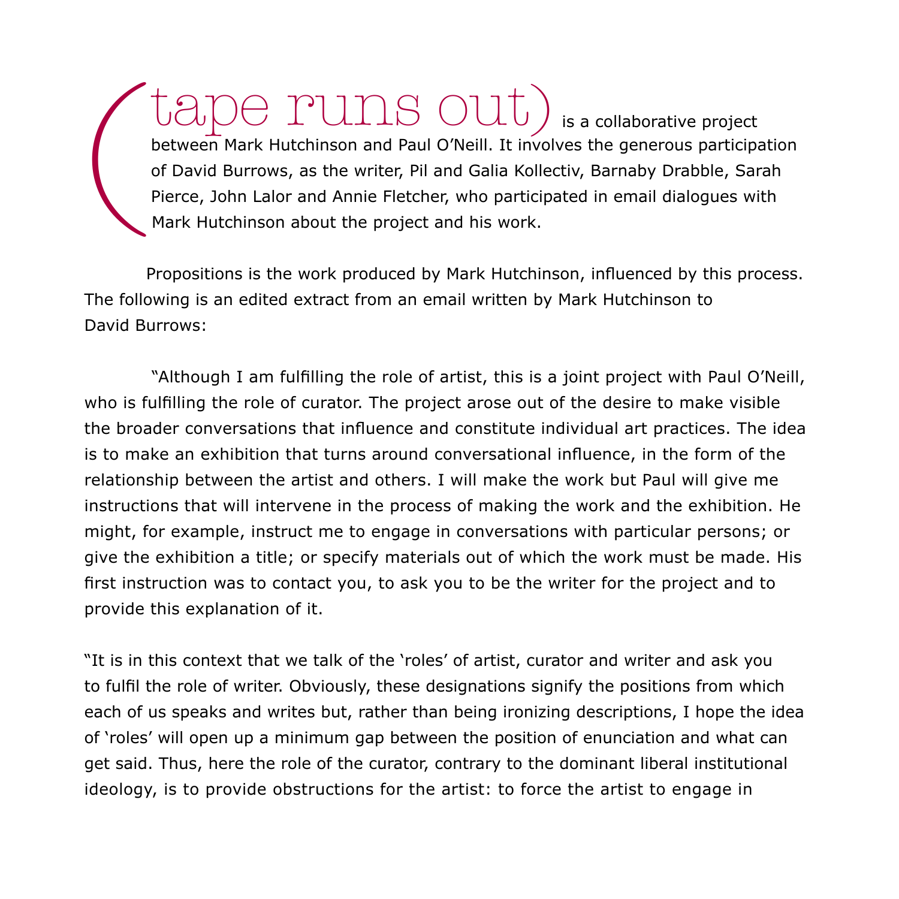# (tape runs out)

is a collaborative project between Mark Hutchinson and Paul O'Neill. It involves the generous participation of David Burrows, as the writer, Pil and Galia Kollectiv, Barnaby Drabble, Sarah Pierce, John Lalor and Annie Fletcher, who participated in email dialogues with Mark Hutchinson about the project and his work.

Propositions is the work produced by Mark Hutchinson, influenced by this process. The following is an edited extract from an email written by Mark Hutchinson to David Burrows:

"Although I am fulfilling the role of artist, this is a joint project with Paul O'Neill, who is fulfilling the role of curator. The project arose out of the desire to make visible the broader conversations that influence and constitute individual art practices. The idea is to make an exhibition that turns around conversational influence, in the form of the relationship between the artist and others. I will make the work but Paul will give me instructions that will intervene in the process of making the work and the exhibition. He might, for example, instruct me to engage in conversations with particular persons; or give the exhibition a title; or specify materials out of which the work must be made. His first instruction was to contact you, to ask you to be the writer for the project and to provide this explanation of it.

"It is in this context that we talk of the 'roles' of artist, curator and writer and ask you to fulfil the role of writer. Obviously, these designations signify the positions from which each of us speaks and writes but, rather than being ironizing descriptions, I hope the idea of 'roles' will open up a minimum gap between the position of enunciation and what can get said. Thus, here the role of the curator, contrary to the dominant liberal institutional ideology, is to provide obstructions for the artist: to force the artist to engage in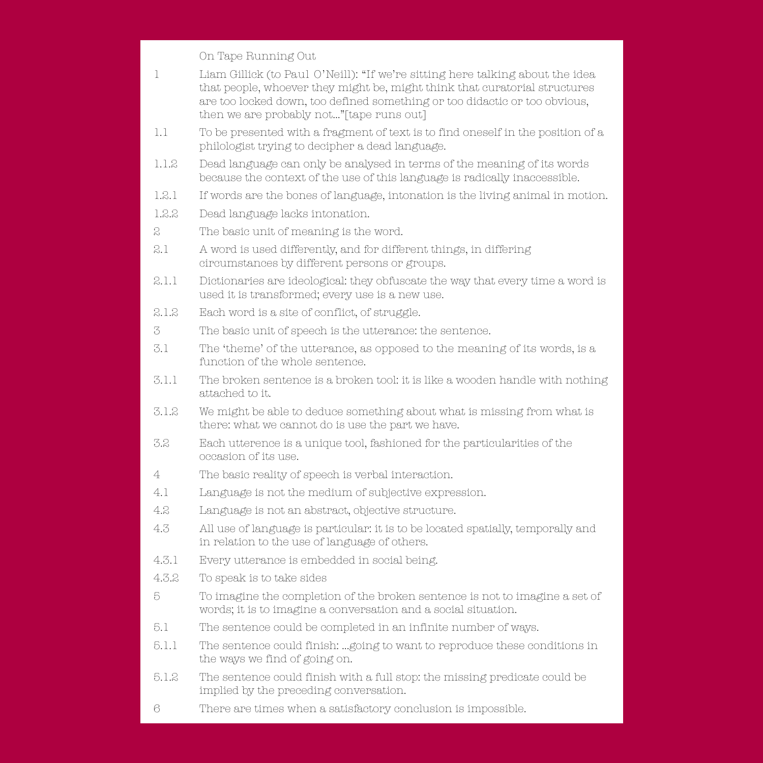## On Tape Running Out

| | |
|---|---|
| 1 | Liam Gillick (to Paul O'Neill): "If we're sitting here talking about the idea that people, whoever they might be, might think that curatorial structures are too locked down, too defined something or too didactic or too obvious, then we are probably not..."[tape runs out] |
| 1.1 | To be presented with a fragment of text is to find oneself in the position of a philologist trying to decipher a dead language. |
| 1.1.2 | Dead language can only be analysed in terms of the meaning of its words because the context of the use of this language is radically inaccessible. |
| 1.2.1 | If words are the bones of language, intonation is the living animal in motion. |
| 1.2.2 | Dead language lacks intonation. |
| 2 | The basic unit of meaning is the word. |
| 2.1 | A word is used differently, and for different things, in differing circumstances by different persons or groups. |
| 2.1.1 | Dictionaries are ideological: they obfuscate the way that every time a word is used it is transformed; every use is a new use. |
| 2.1.2 | Each word is a site of conflict, of struggle. |
| 3 | The basic unit of speech is the utterance: the sentence. |
| 3.1 | The 'theme' of the utterance, as opposed to the meaning of its words, is a function of the whole sentence. |
| 3.1.1 | The broken sentence is a broken tool: it is like a wooden handle with nothing attached to it. |
| 3.1.2 | We might be able to deduce something about what is missing from what is there: what we cannot do is use the part we have. |
| 3.2 | Each utterence is a unique tool, fashioned for the particularities of the occasion of its use. |
| 4 | The basic reality of speech is verbal interaction. |
| 4.1 | Language is not the medium of subjective expression. |
| 4.2 | Language is not an abstract, objective structure. |
| 4.3 | All use of language is particular: it is to be located spatially, temporally and in relation to the use of language of others. |
| 4.3.1 | Every utterance is embedded in social being. |
| 4.3.2 | To speak is to take sides |
| 5 | To imagine the completion of the broken sentence is not to imagine a set of words; it is to imagine a conversation and a social situation. |
| 5.1 | The sentence could be completed in an infinite number of ways. |
| 5.1.1 | The sentence could finish: ...going to want to reproduce these conditions in the ways we find of going on. |
| 5.1.2 | The sentence could finish with a full stop: the missing predicate could be implied by the preceding conversation. |
| 6 | There are times when a satisfactory conclusion is impossible. |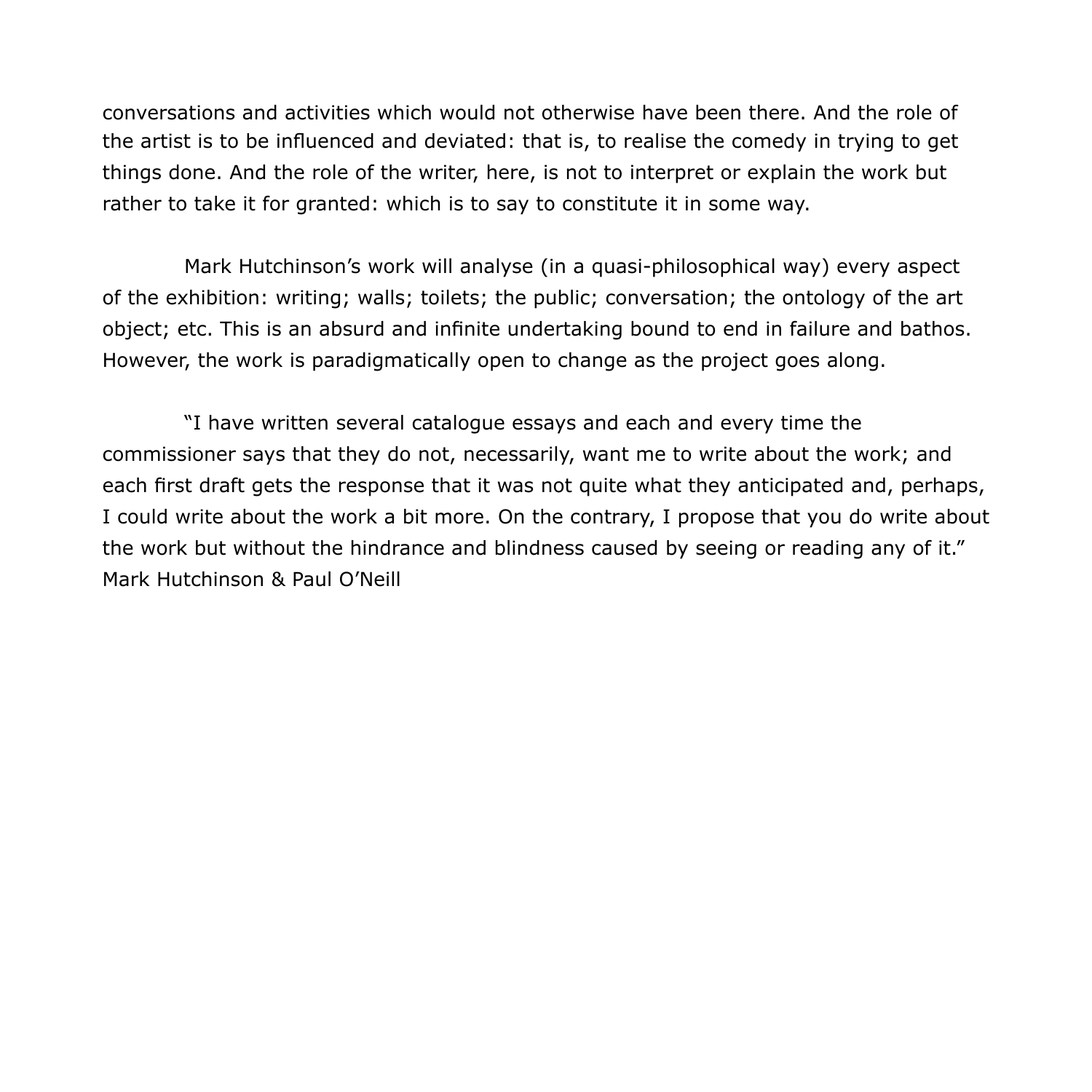conversations and activities which would not otherwise have been there. And the role of the artist is to be influenced and deviated: that is, to realise the comedy in trying to get things done. And the role of the writer, here, is not to interpret or explain the work but rather to take it for granted: which is to say to constitute it in some way.

Mark Hutchinson's work will analyse (in a quasi-philosophical way) every aspect of the exhibition: writing; walls; toilets; the public; conversation; the ontology of the art object; etc. This is an absurd and infinite undertaking bound to end in failure and bathos. However, the work is paradigmatically open to change as the project goes along.

"I have written several catalogue essays and each and every time the commissioner says that they do not, necessarily, want me to write about the work; and each first draft gets the response that it was not quite what they anticipated and, perhaps, I could write about the work a bit more. On the contrary, I propose that you do write about the work but without the hindrance and blindness caused by seeing or reading any of it."
Mark Hutchinson & Paul O'Neill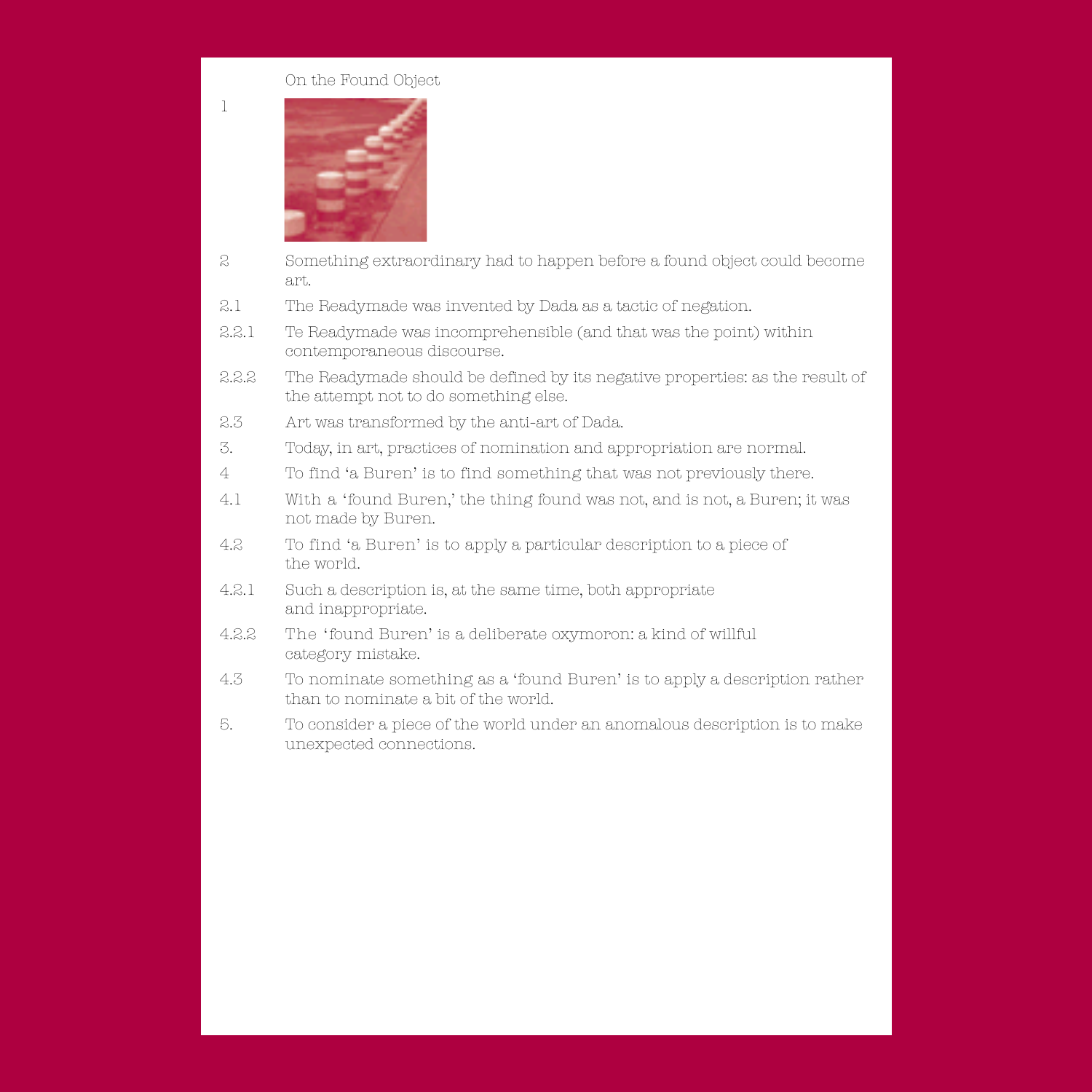On the Found Object

1

2 Something extraordinary had to happen before a found object could become art.

2.1 The Readymade was invented by Dada as a tactic of negation.

2.2.1 Te Readymade was incomprehensible (and that was the point) within contemporaneous discourse.

2.2.2 The Readymade should be defined by its negative properties: as the result of the attempt not to do something else.

2.3 Art was transformed by the anti-art of Dada.

3. Today, in art, practices of nomination and appropriation are normal.

4 To find 'a Buren' is to find something that was not previously there.

4.1 With a 'found Buren,' the thing found was not, and is not, a Buren; it was not made by Buren.

4.2 To find 'a Buren' is to apply a particular description to a piece of the world.

4.2.1 Such a description is, at the same time, both appropriate and inappropriate.

4.2.2 The 'found Buren' is a deliberate oxymoron: a kind of willful category mistake.

4.3 To nominate something as a 'found Buren' is to apply a description rather than to nominate a bit of the world.

5. To consider a piece of the world under an anomalous description is to make unexpected connections.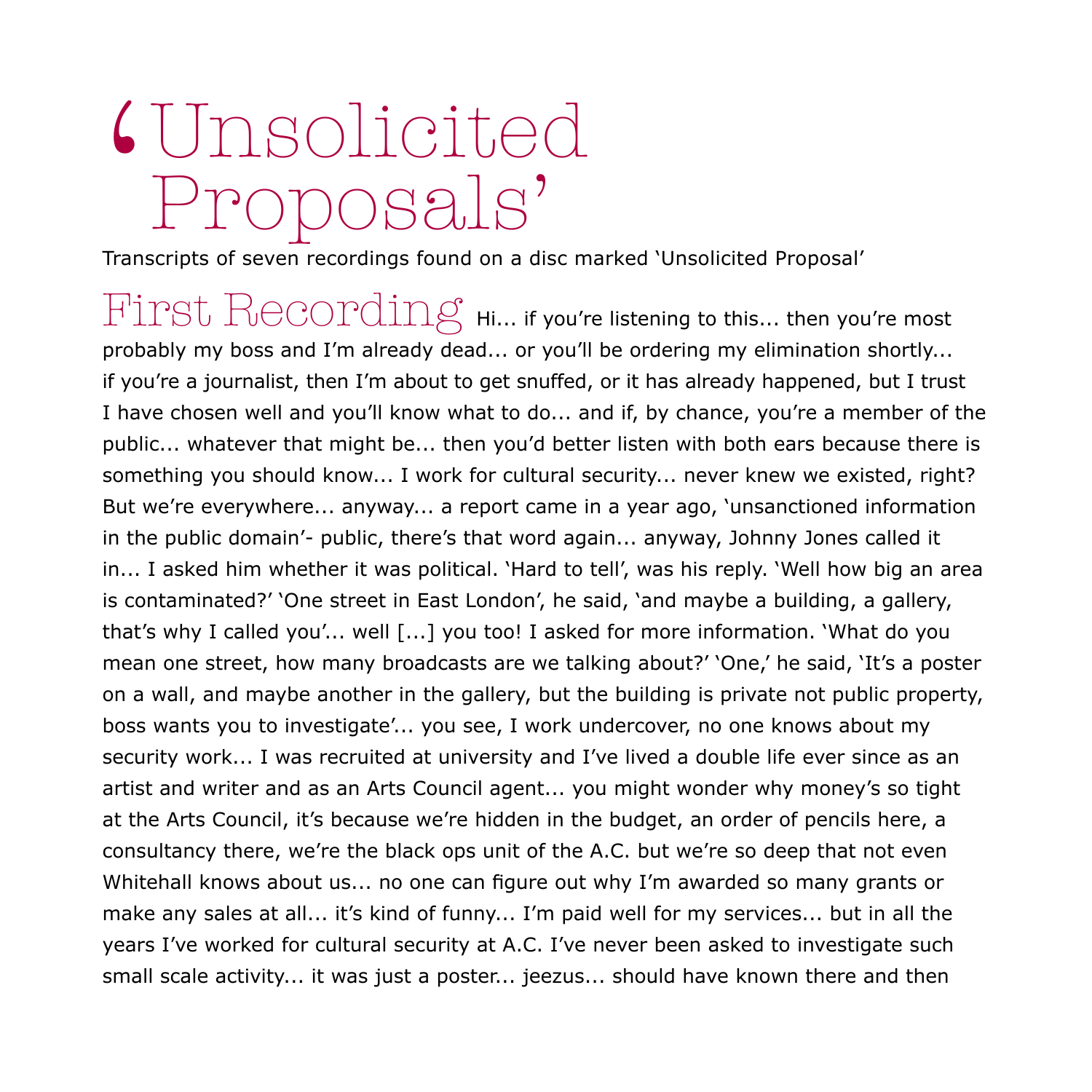# ‘Unsolicited Proposals’

Transcripts of seven recordings found on a disc marked ‘Unsolicited Proposal’

## First Recording

Hi... if you’re listening to this... then you’re most probably my boss and I’m already dead... or you’ll be ordering my elimination shortly... if you’re a journalist, then I’m about to get snuffed, or it has already happened, but I trust I have chosen well and you’ll know what to do... and if, by chance, you’re a member of the public... whatever that might be... then you’d better listen with both ears because there is something you should know... I work for cultural security... never knew we existed, right? But we’re everywhere... anyway... a report came in a year ago, ‘unsanctioned information in the public domain’- public, there’s that word again... anyway, Johnny Jones called it in... I asked him whether it was political. ‘Hard to tell’, was his reply. ‘Well how big an area is contaminated?’ ‘One street in East London’, he said, ‘and maybe a building, a gallery, that’s why I called you’... well [...] you too! I asked for more information. ‘What do you mean one street, how many broadcasts are we talking about?’ ‘One,’ he said, ‘It’s a poster on a wall, and maybe another in the gallery, but the building is private not public property, boss wants you to investigate’... you see, I work undercover, no one knows about my security work... I was recruited at university and I’ve lived a double life ever since as an artist and writer and as an Arts Council agent... you might wonder why money’s so tight at the Arts Council, it’s because we’re hidden in the budget, an order of pencils here, a consultancy there, we’re the black ops unit of the A.C. but we’re so deep that not even Whitehall knows about us... no one can figure out why I’m awarded so many grants or make any sales at all... it’s kind of funny... I’m paid well for my services... but in all the years I’ve worked for cultural security at A.C. I’ve never been asked to investigate such small scale activity... it was just a poster... jeezus... should have known there and then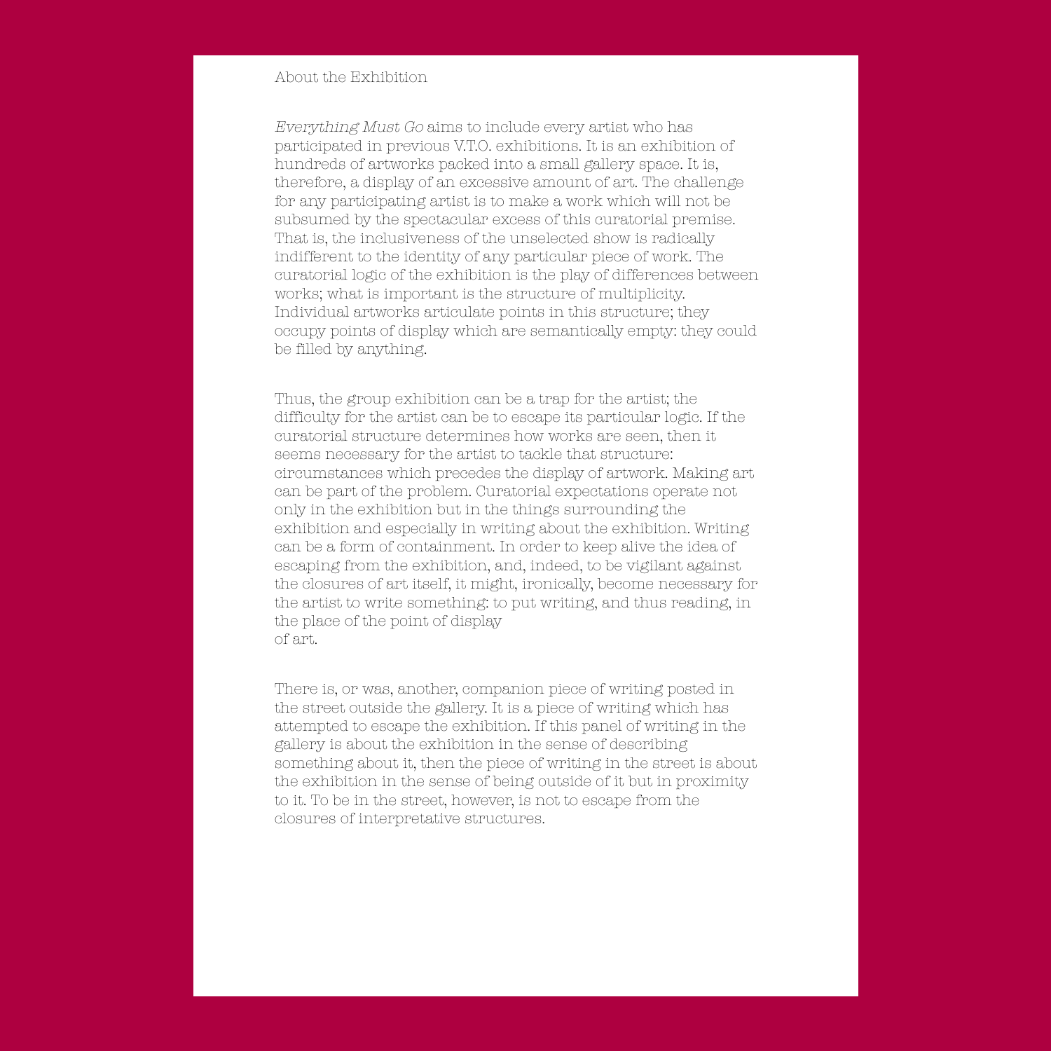About the Exhibition

*Everything Must Go* aims to include every artist who has participated in previous V.T.O. exhibitions. It is an exhibition of hundreds of artworks packed into a small gallery space. It is, therefore, a display of an excessive amount of art. The challenge for any participating artist is to make a work which will not be subsumed by the spectacular excess of this curatorial premise. That is, the inclusiveness of the unselected show is radically indifferent to the identity of any particular piece of work. The curatorial logic of the exhibition is the play of differences between works; what is important is the structure of multiplicity. Individual artworks articulate points in this structure; they occupy points of display which are semantically empty: they could be filled by anything.

Thus, the group exhibition can be a trap for the artist; the difficulty for the artist can be to escape its particular logic. If the curatorial structure determines how works are seen, then it seems necessary for the artist to tackle that structure: circumstances which precedes the display of artwork. Making art can be part of the problem. Curatorial expectations operate not only in the exhibition but in the things surrounding the exhibition and especially in writing about the exhibition. Writing can be a form of containment. In order to keep alive the idea of escaping from the exhibition, and, indeed, to be vigilant against the closures of art itself, it might, ironically, become necessary for the artist to write something: to put writing, and thus reading, in the place of the point of display of art.

There is, or was, another, companion piece of writing posted in the street outside the gallery. It is a piece of writing which has attempted to escape the exhibition. If this panel of writing in the gallery is about the exhibition in the sense of describing something about it, then the piece of writing in the street is about the exhibition in the sense of being outside of it but in proximity to it. To be in the street, however, is not to escape from the closures of interpretative structures.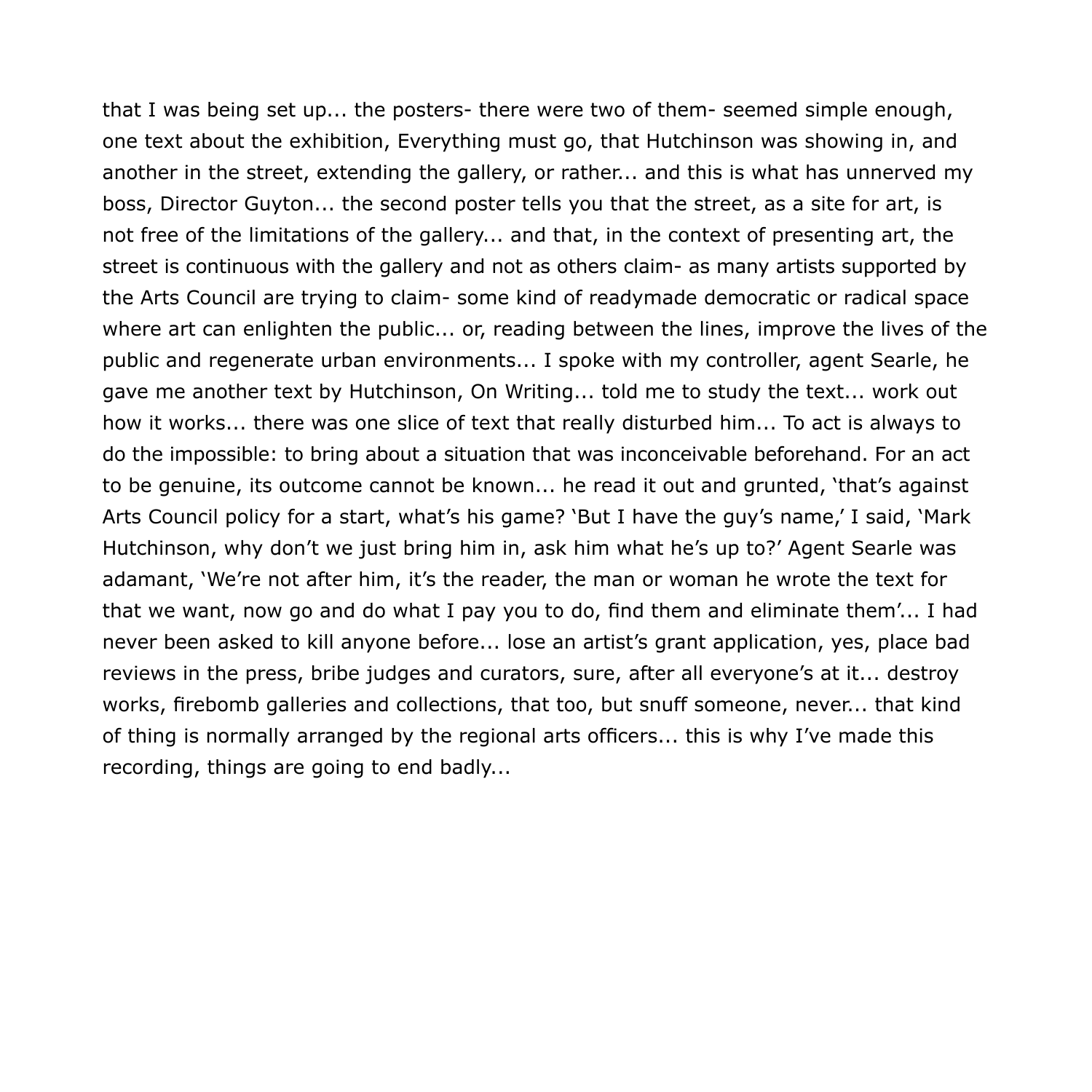that I was being set up... the posters- there were two of them- seemed simple enough, one text about the exhibition, Everything must go, that Hutchinson was showing in, and another in the street, extending the gallery, or rather... and this is what has unnerved my boss, Director Guyton... the second poster tells you that the street, as a site for art, is not free of the limitations of the gallery... and that, in the context of presenting art, the street is continuous with the gallery and not as others claim- as many artists supported by the Arts Council are trying to claim- some kind of readymade democratic or radical space where art can enlighten the public... or, reading between the lines, improve the lives of the public and regenerate urban environments... I spoke with my controller, agent Searle, he gave me another text by Hutchinson, On Writing... told me to study the text... work out how it works... there was one slice of text that really disturbed him... To act is always to do the impossible: to bring about a situation that was inconceivable beforehand. For an act to be genuine, its outcome cannot be known... he read it out and grunted, 'that's against Arts Council policy for a start, what's his game? 'But I have the guy's name,' I said, 'Mark Hutchinson, why don't we just bring him in, ask him what he's up to?' Agent Searle was adamant, 'We're not after him, it's the reader, the man or woman he wrote the text for that we want, now go and do what I pay you to do, find them and eliminate them'... I had never been asked to kill anyone before... lose an artist's grant application, yes, place bad reviews in the press, bribe judges and curators, sure, after all everyone's at it... destroy works, firebomb galleries and collections, that too, but snuff someone, never... that kind of thing is normally arranged by the regional arts officers... this is why I've made this recording, things are going to end badly...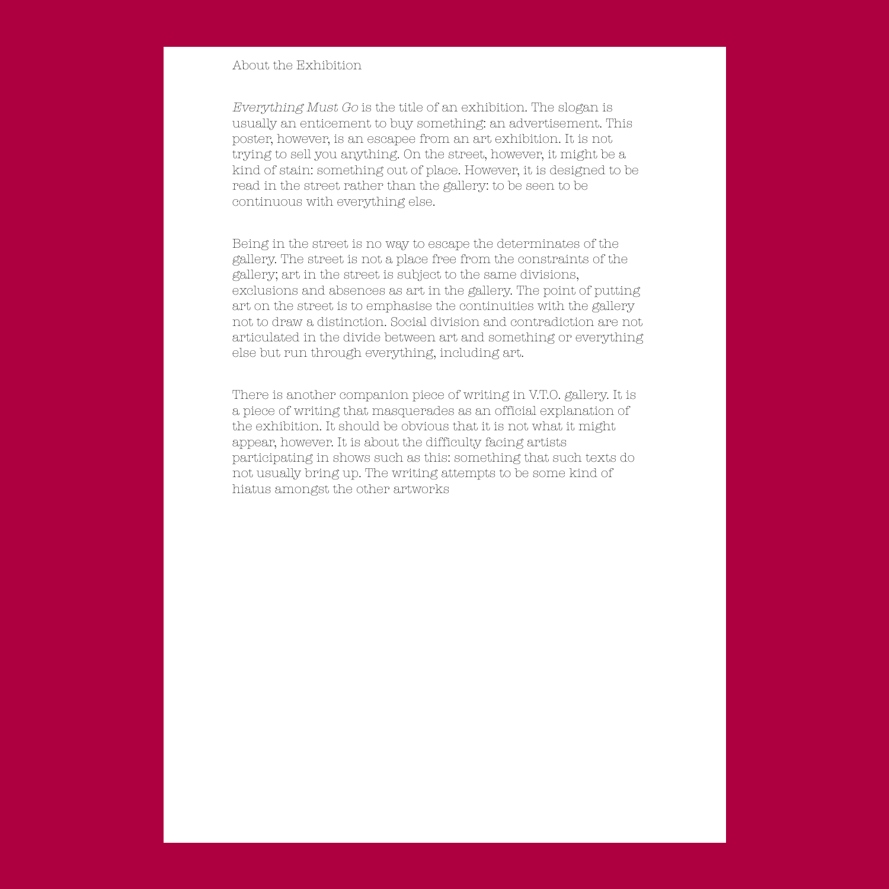# About the Exhibition

*Everything Must Go* is the title of an exhibition. The slogan is usually an enticement to buy something: an advertisement. This poster, however, is an escapee from an art exhibition. It is not trying to sell you anything. On the street, however, it might be a kind of stain: something out of place. However, it is designed to be read in the street rather than the gallery: to be seen to be continuous with everything else.

Being in the street is no way to escape the determinates of the gallery. The street is not a place free from the constraints of the gallery; art in the street is subject to the same divisions, exclusions and absences as art in the gallery. The point of putting art on the street is to emphasise the continuities with the gallery not to draw a distinction. Social division and contradiction are not articulated in the divide between art and something or everything else but run through everything, including art.

There is another companion piece of writing in V.T.O. gallery. It is a piece of writing that masquerades as an official explanation of the exhibition. It should be obvious that it is not what it might appear, however. It is about the difficulty facing artists participating in shows such as this: something that such texts do not usually bring up. The writing attempts to be some kind of hiatus amongst the other artworks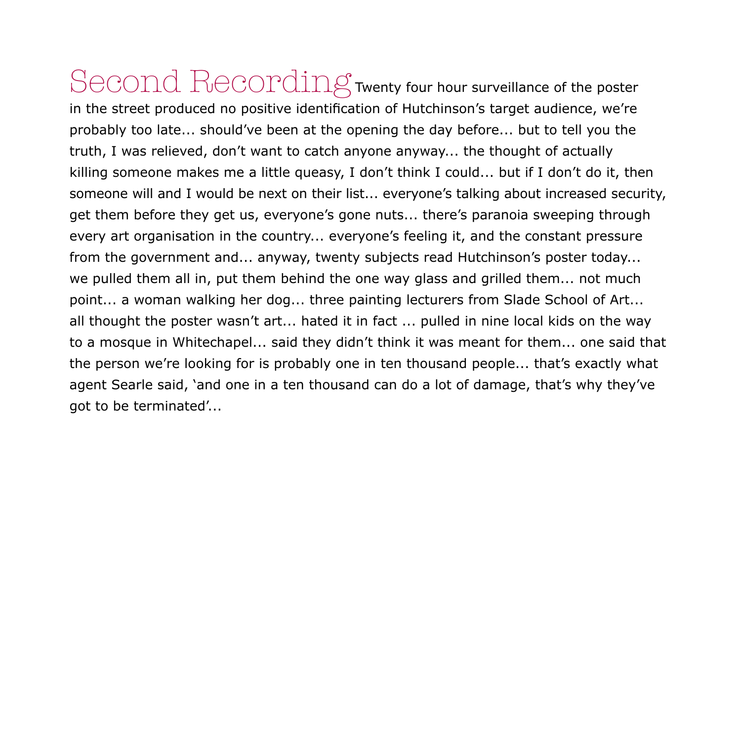# Second Recording

Twenty four hour surveillance of the poster in the street produced no positive identification of Hutchinson's target audience, we're probably too late... should've been at the opening the day before... but to tell you the truth, I was relieved, don't want to catch anyone anyway... the thought of actually killing someone makes me a little queasy, I don't think I could... but if I don't do it, then someone will and I would be next on their list... everyone's talking about increased security, get them before they get us, everyone's gone nuts... there's paranoia sweeping through every art organisation in the country... everyone's feeling it, and the constant pressure from the government and... anyway, twenty subjects read Hutchinson's poster today... we pulled them all in, put them behind the one way glass and grilled them... not much point... a woman walking her dog... three painting lecturers from Slade School of Art... all thought the poster wasn't art... hated it in fact ... pulled in nine local kids on the way to a mosque in Whitechapel... said they didn't think it was meant for them... one said that the person we're looking for is probably one in ten thousand people... that's exactly what agent Searle said, 'and one in a ten thousand can do a lot of damage, that's why they've got to be terminated'...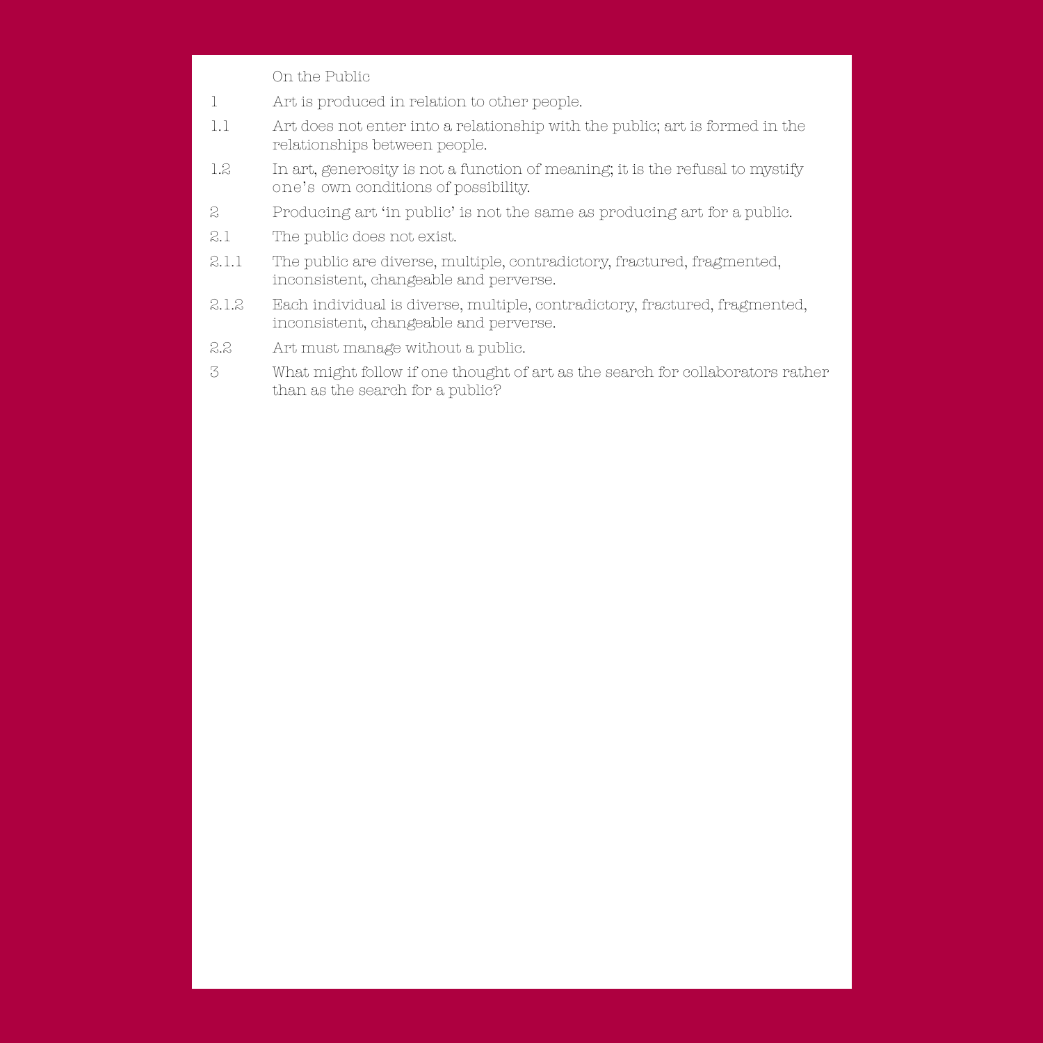## On the Public

1 Art is produced in relation to other people.

1.1 Art does not enter into a relationship with the public; art is formed in the relationships between people.

1.2 In art, generosity is not a function of meaning; it is the refusal to mystify one's own conditions of possibility.

2 Producing art 'in public' is not the same as producing art for a public.

2.1 The public does not exist.

2.1.1 The public are diverse, multiple, contradictory, fractured, fragmented, inconsistent, changeable and perverse.

2.1.2 Each individual is diverse, multiple, contradictory, fractured, fragmented, inconsistent, changeable and perverse.

2.2 Art must manage without a public.

3 What might follow if one thought of art as the search for collaborators rather than as the search for a public?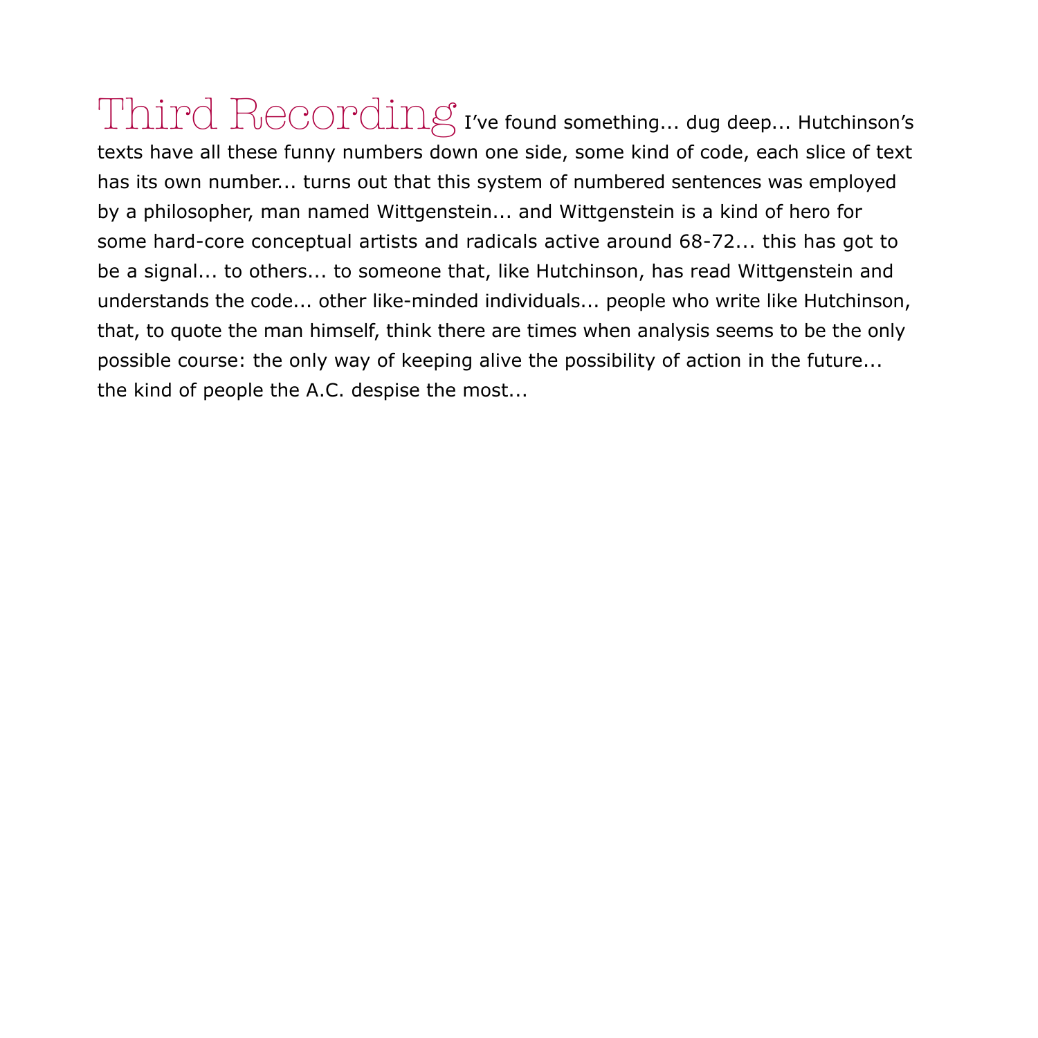## Third Recording

I've found something... dug deep... Hutchinson's texts have all these funny numbers down one side, some kind of code, each slice of text has its own number... turns out that this system of numbered sentences was employed by a philosopher, man named Wittgenstein... and Wittgenstein is a kind of hero for some hard-core conceptual artists and radicals active around 68-72... this has got to be a signal... to others... to someone that, like Hutchinson, has read Wittgenstein and understands the code... other like-minded individuals... people who write like Hutchinson, that, to quote the man himself, think there are times when analysis seems to be the only possible course: the only way of keeping alive the possibility of action in the future... the kind of people the A.C. despise the most...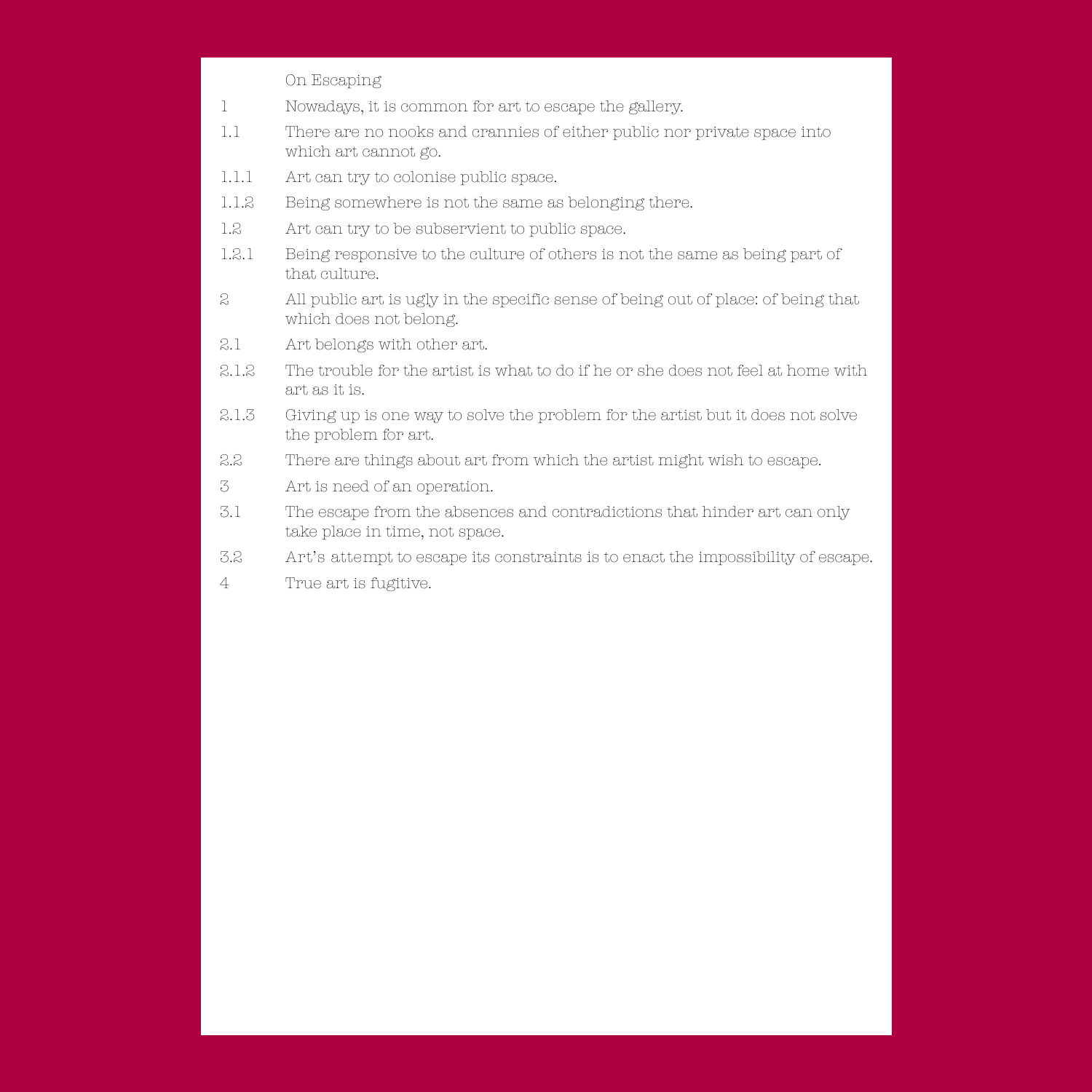# On Escaping

| | |
|---|---|
| 1 | Nowadays, it is common for art to escape the gallery. |
| 1.1 | There are no nooks and crannies of either public nor private space into which art cannot go. |
| 1.1.1 | Art can try to colonise public space. |
| 1.1.2 | Being somewhere is not the same as belonging there. |
| 1.2 | Art can try to be subservient to public space. |
| 1.2.1 | Being responsive to the culture of others is not the same as being part of that culture. |
| 2 | All public art is ugly in the specific sense of being out of place: of being that which does not belong. |
| 2.1 | Art belongs with other art. |
| 2.1.2 | The trouble for the artist is what to do if he or she does not feel at home with art as it is. |
| 2.1.3 | Giving up is one way to solve the problem for the artist but it does not solve the problem for art. |
| 2.2 | There are things about art from which the artist might wish to escape. |
| 3 | Art is need of an operation. |
| 3.1 | The escape from the absences and contradictions that hinder art can only take place in time, not space. |
| 3.2 | Art's attempt to escape its constraints is to enact the impossibility of escape. |
| 4 | True art is fugitive. |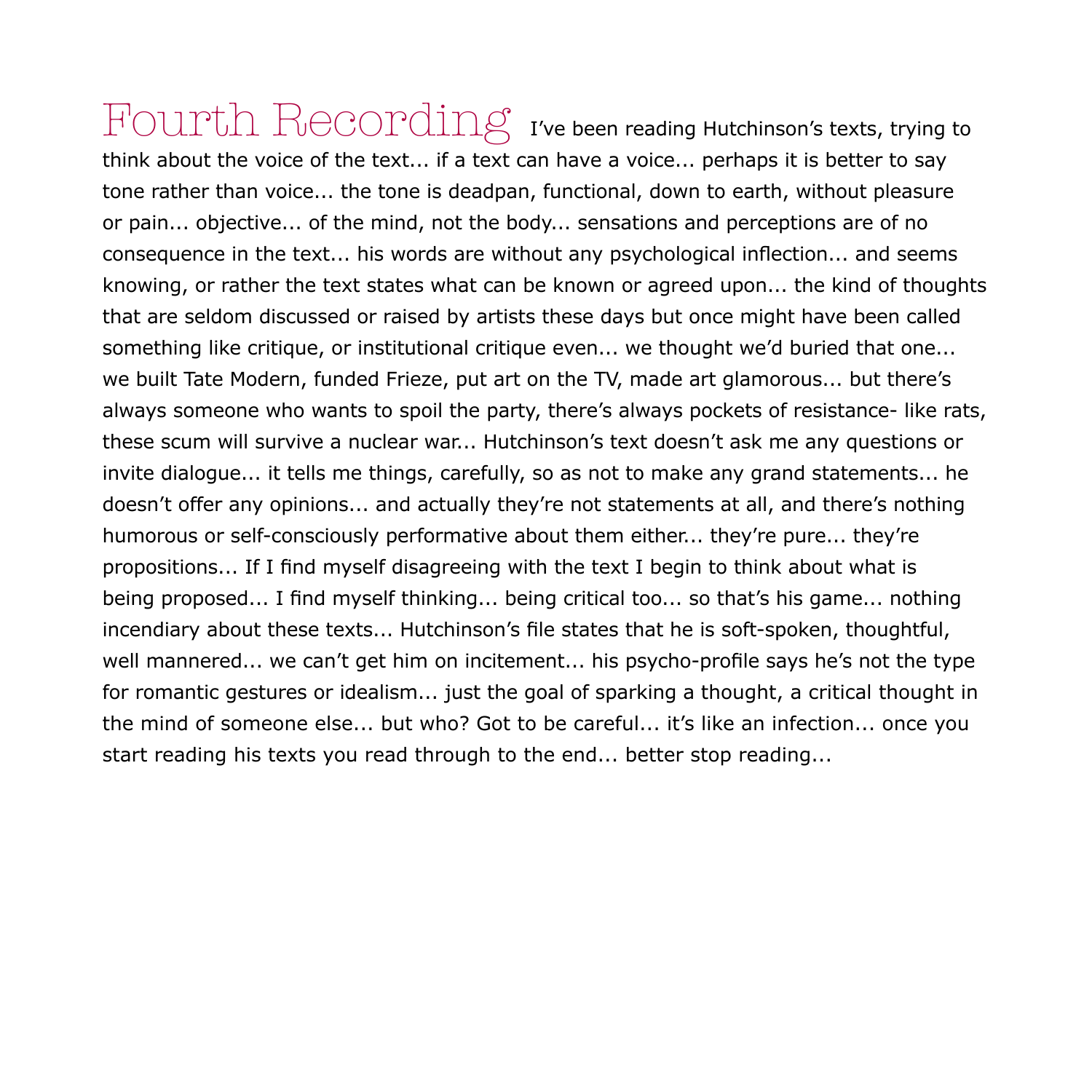# Fourth Recording

I've been reading Hutchinson's texts, trying to think about the voice of the text... if a text can have a voice... perhaps it is better to say tone rather than voice... the tone is deadpan, functional, down to earth, without pleasure or pain... objective... of the mind, not the body... sensations and perceptions are of no consequence in the text... his words are without any psychological inflection... and seems knowing, or rather the text states what can be known or agreed upon... the kind of thoughts that are seldom discussed or raised by artists these days but once might have been called something like critique, or institutional critique even... we thought we'd buried that one... we built Tate Modern, funded Frieze, put art on the TV, made art glamorous... but there's always someone who wants to spoil the party, there's always pockets of resistance- like rats, these scum will survive a nuclear war... Hutchinson's text doesn't ask me any questions or invite dialogue... it tells me things, carefully, so as not to make any grand statements... he doesn't offer any opinions... and actually they're not statements at all, and there's nothing humorous or self-consciously performative about them either... they're pure... they're propositions... If I find myself disagreeing with the text I begin to think about what is being proposed... I find myself thinking... being critical too... so that's his game... nothing incendiary about these texts... Hutchinson's file states that he is soft-spoken, thoughtful, well mannered... we can't get him on incitement... his psycho-profile says he's not the type for romantic gestures or idealism... just the goal of sparking a thought, a critical thought in the mind of someone else... but who? Got to be careful... it's like an infection... once you start reading his texts you read through to the end... better stop reading...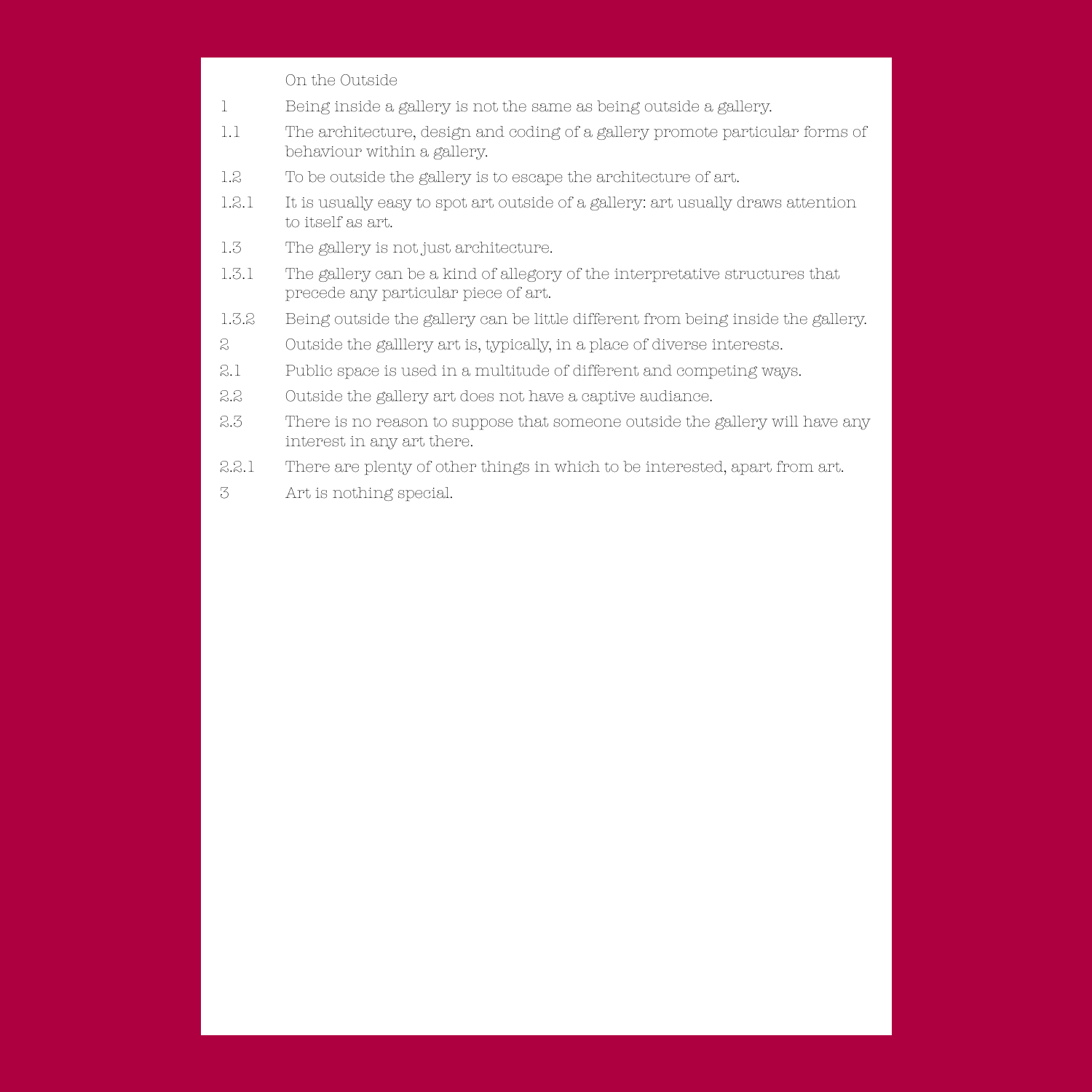On the Outside

1 Being inside a gallery is not the same as being outside a gallery.

1.1 The architecture, design and coding of a gallery promote particular forms of behaviour within a gallery.

1.2 To be outside the gallery is to escape the architecture of art.

1.2.1 It is usually easy to spot art outside of a gallery: art usually draws attention to itself as art.

1.3 The gallery is not just architecture.

1.3.1 The gallery can be a kind of allegory of the interpretative structures that precede any particular piece of art.

1.3.2 Being outside the gallery can be little different from being inside the gallery.

2 Outside the galllery art is, typically, in a place of diverse interests.

2.1 Public space is used in a multitude of different and competing ways.

2.2 Outside the gallery art does not have a captive audiance.

2.3 There is no reason to suppose that someone outside the gallery will have any interest in any art there.

2.2.1 There are plenty of other things in which to be interested, apart from art.

3 Art is nothing special.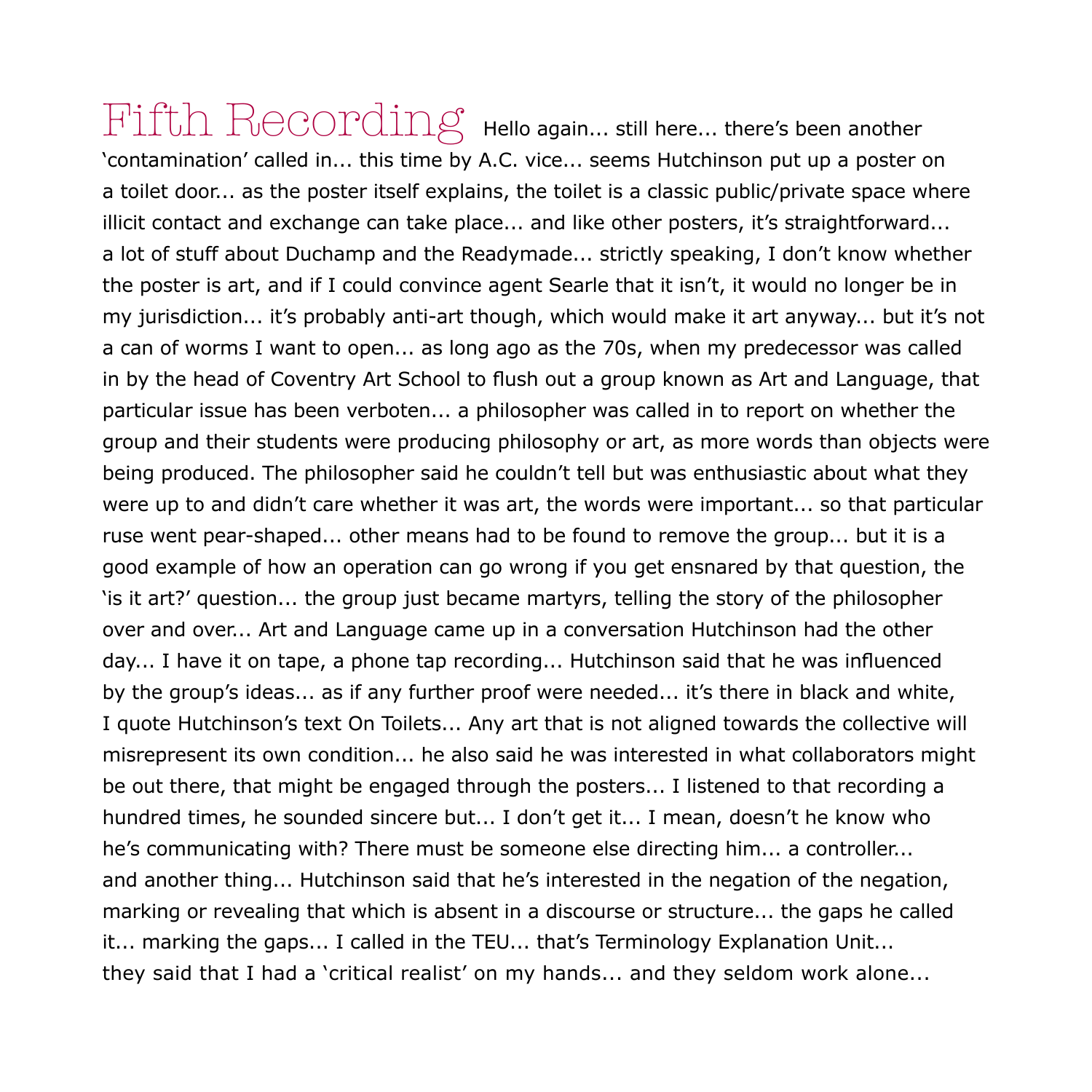# Fifth Recording

Hello again... still here... there's been another 'contamination' called in... this time by A.C. vice... seems Hutchinson put up a poster on a toilet door... as the poster itself explains, the toilet is a classic public/private space where illicit contact and exchange can take place... and like other posters, it's straightforward... a lot of stuff about Duchamp and the Readymade... strictly speaking, I don't know whether the poster is art, and if I could convince agent Searle that it isn't, it would no longer be in my jurisdiction... it's probably anti-art though, which would make it art anyway... but it's not a can of worms I want to open... as long ago as the 70s, when my predecessor was called in by the head of Coventry Art School to flush out a group known as Art and Language, that particular issue has been verboten... a philosopher was called in to report on whether the group and their students were producing philosophy or art, as more words than objects were being produced. The philosopher said he couldn't tell but was enthusiastic about what they were up to and didn't care whether it was art, the words were important... so that particular ruse went pear-shaped... other means had to be found to remove the group... but it is a good example of how an operation can go wrong if you get ensnared by that question, the 'is it art?' question... the group just became martyrs, telling the story of the philosopher over and over... Art and Language came up in a conversation Hutchinson had the other day... I have it on tape, a phone tap recording... Hutchinson said that he was influenced by the group's ideas... as if any further proof were needed... it's there in black and white, I quote Hutchinson's text On Toilets... Any art that is not aligned towards the collective will misrepresent its own condition... he also said he was interested in what collaborators might be out there, that might be engaged through the posters... I listened to that recording a hundred times, he sounded sincere but... I don't get it... I mean, doesn't he know who he's communicating with? There must be someone else directing him... a controller... and another thing... Hutchinson said that he's interested in the negation of the negation, marking or revealing that which is absent in a discourse or structure... the gaps he called it... marking the gaps... I called in the TEU... that's Terminology Explanation Unit... they said that I had a 'critical realist' on my hands... and they seldom work alone...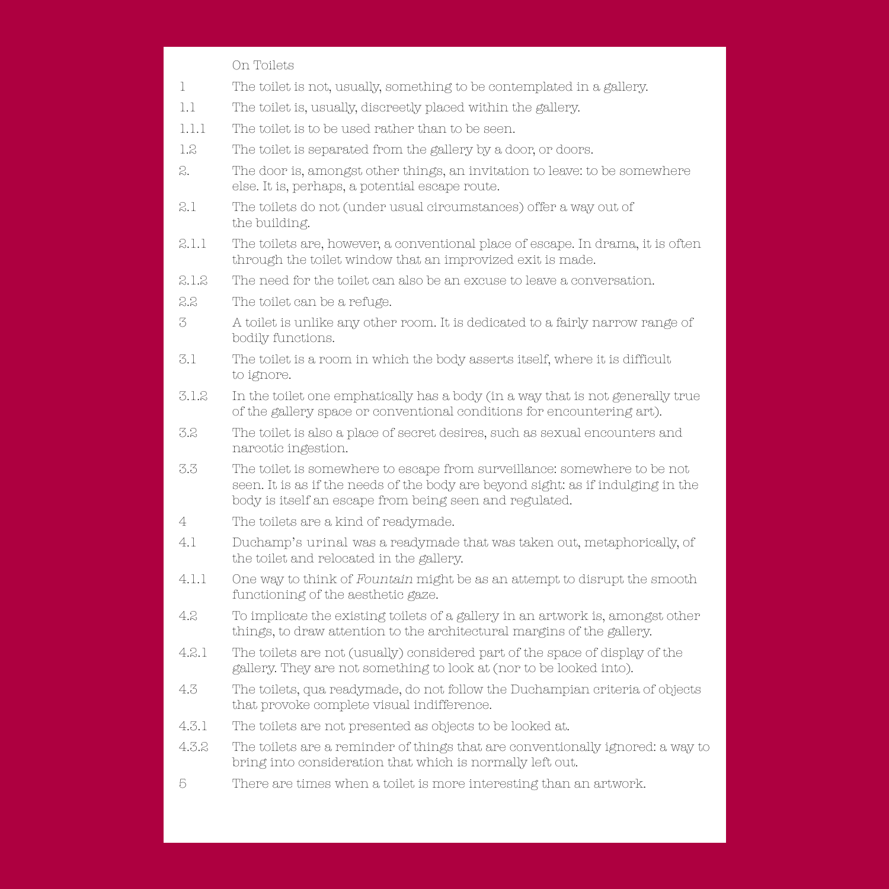On Toilets

| | |
|---|---|
| 1 | The toilet is not, usually, something to be contemplated in a gallery. |
| 1.1 | The toilet is, usually, discreetly placed within the gallery. |
| 1.1.1 | The toilet is to be used rather than to be seen. |
| 1.2 | The toilet is separated from the gallery by a door, or doors. |
| 2. | The door is, amongst other things, an invitation to leave: to be somewhere else. It is, perhaps, a potential escape route. |
| 2.1 | The toilets do not (under usual circumstances) offer a way out of the building. |
| 2.1.1 | The toilets are, however, a conventional place of escape. In drama, it is often through the toilet window that an improvized exit is made. |
| 2.1.2 | The need for the toilet can also be an excuse to leave a conversation. |
| 2.2 | The toilet can be a refuge. |
| 3 | A toilet is unlike any other room. It is dedicated to a fairly narrow range of bodily functions. |
| 3.1 | The toilet is a room in which the body asserts itself, where it is difficult to ignore. |
| 3.1.2 | In the toilet one emphatically has a body (in a way that is not generally true of the gallery space or conventional conditions for encountering art). |
| 3.2 | The toilet is also a place of secret desires, such as sexual encounters and narcotic ingestion. |
| 3.3 | The toilet is somewhere to escape from surveillance: somewhere to be not seen. It is as if the needs of the body are beyond sight: as if indulging in the body is itself an escape from being seen and regulated. |
| 4 | The toilets are a kind of readymade. |
| 4.1 | Duchamp's urinal was a readymade that was taken out, metaphorically, of the toilet and relocated in the gallery. |
| 4.1.1 | One way to think of *Fountain* might be as an attempt to disrupt the smooth functioning of the aesthetic gaze. |
| 4.2 | To implicate the existing toilets of a gallery in an artwork is, amongst other things, to draw attention to the architectural margins of the gallery. |
| 4.2.1 | The toilets are not (usually) considered part of the space of display of the gallery. They are not something to look at (nor to be looked into). |
| 4.3 | The toilets, qua readymade, do not follow the Duchampian criteria of objects that provoke complete visual indifference. |
| 4.3.1 | The toilets are not presented as objects to be looked at. |
| 4.3.2 | The toilets are a reminder of things that are conventionally ignored: a way to bring into consideration that which is normally left out. |
| 5 | There are times when a toilet is more interesting than an artwork. |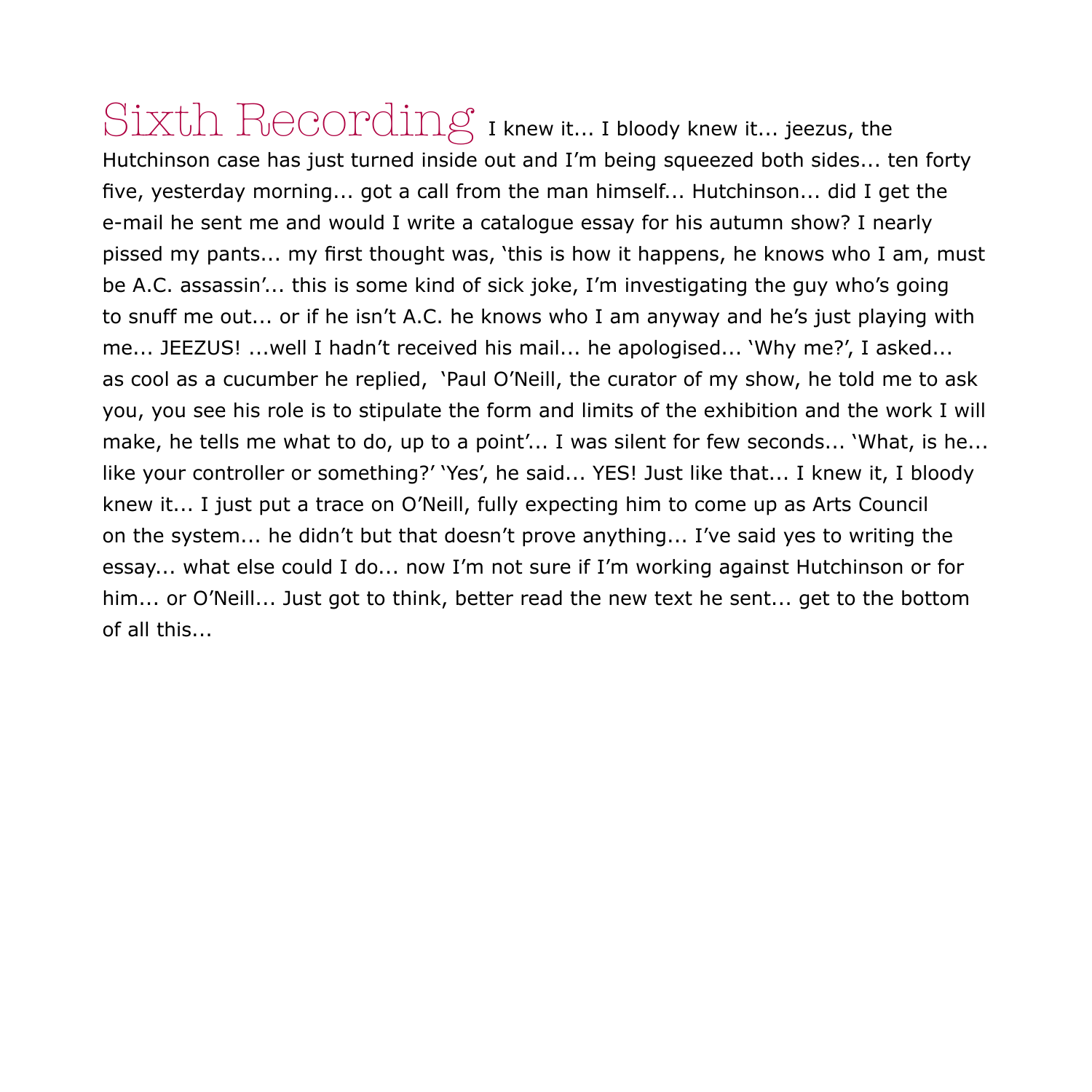## Sixth Recording

I knew it... I bloody knew it... jeezus, the Hutchinson case has just turned inside out and I'm being squeezed both sides... ten forty five, yesterday morning... got a call from the man himself... Hutchinson... did I get the e-mail he sent me and would I write a catalogue essay for his autumn show? I nearly pissed my pants... my first thought was, 'this is how it happens, he knows who I am, must be A.C. assassin'... this is some kind of sick joke, I'm investigating the guy who's going to snuff me out... or if he isn't A.C. he knows who I am anyway and he's just playing with me... JEEZUS! ...well I hadn't received his mail... he apologised... 'Why me?', I asked... as cool as a cucumber he replied, 'Paul O'Neill, the curator of my show, he told me to ask you, you see his role is to stipulate the form and limits of the exhibition and the work I will make, he tells me what to do, up to a point'... I was silent for few seconds... 'What, is he... like your controller or something?' 'Yes', he said... YES! Just like that... I knew it, I bloody knew it... I just put a trace on O'Neill, fully expecting him to come up as Arts Council on the system... he didn't but that doesn't prove anything... I've said yes to writing the essay... what else could I do... now I'm not sure if I'm working against Hutchinson or for him... or O'Neill... Just got to think, better read the new text he sent... get to the bottom of all this...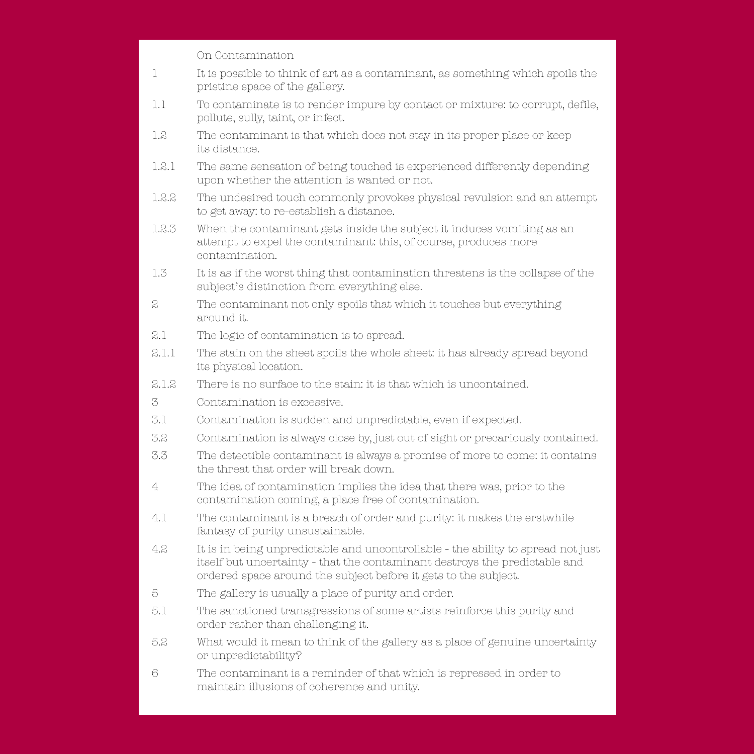## On Contamination

1 It is possible to think of art as a contaminant, as something which spoils the pristine space of the gallery.

1.1 To contaminate is to render impure by contact or mixture: to corrupt, defile, pollute, sully, taint, or infect.

1.2 The contaminant is that which does not stay in its proper place or keep its distance.

1.2.1 The same sensation of being touched is experienced differently depending upon whether the attention is wanted or not.

1.2.2 The undesired touch commonly provokes physical revulsion and an attempt to get away: to re-establish a distance.

1.2.3 When the contaminant gets inside the subject it induces vomiting as an attempt to expel the contaminant: this, of course, produces more contamination.

1.3 It is as if the worst thing that contamination threatens is the collapse of the subject's distinction from everything else.

2 The contaminant not only spoils that which it touches but everything around it.

2.1 The logic of contamination is to spread.

2.1.1 The stain on the sheet spoils the whole sheet: it has already spread beyond its physical location.

2.1.2 There is no surface to the stain: it is that which is uncontained.

3 Contamination is excessive.

3.1 Contamination is sudden and unpredictable, even if expected.

3.2 Contamination is always close by, just out of sight or precariously contained.

3.3 The detectible contaminant is always a promise of more to come: it contains the threat that order will break down.

4 The idea of contamination implies the idea that there was, prior to the contamination coming, a place free of contamination.

4.1 The contaminant is a breach of order and purity: it makes the erstwhile fantasy of purity unsustainable.

4.2 It is in being unpredictable and uncontrollable - the ability to spread not just itself but uncertainty - that the contaminant destroys the predictable and ordered space around the subject before it gets to the subject.

5 The gallery is usually a place of purity and order.

5.1 The sanctioned transgressions of some artists reinforce this purity and order rather than challenging it.

5.2 What would it mean to think of the gallery as a place of genuine uncertainty or unpredictability?

6 The contaminant is a reminder of that which is repressed in order to maintain illusions of coherence and unity.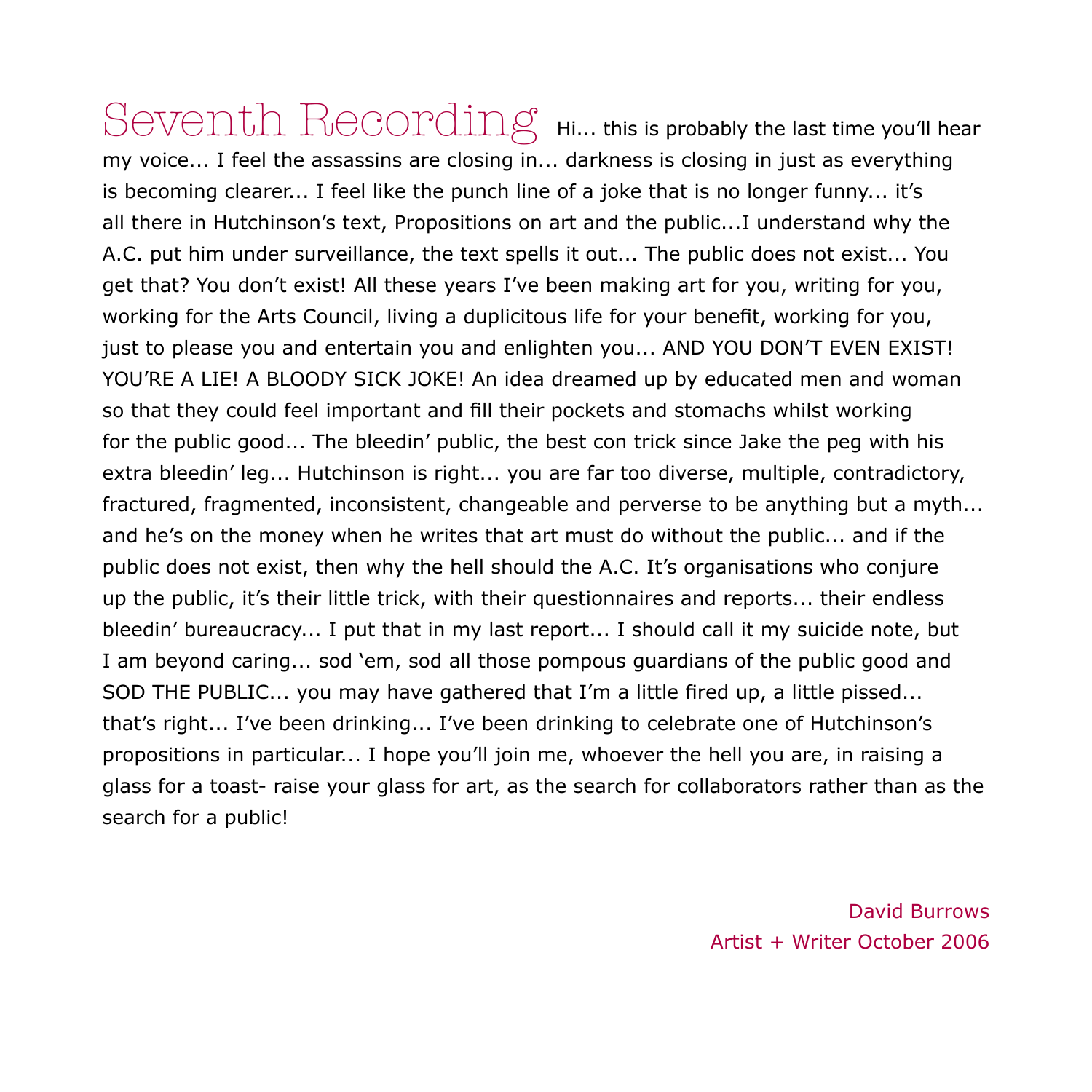# Seventh Recording

Hi... this is probably the last time you'll hear my voice... I feel the assassins are closing in... darkness is closing in just as everything is becoming clearer... I feel like the punch line of a joke that is no longer funny... it's all there in Hutchinson's text, Propositions on art and the public...I understand why the A.C. put him under surveillance, the text spells it out... The public does not exist... You get that? You don't exist! All these years I've been making art for you, writing for you, working for the Arts Council, living a duplicitous life for your benefit, working for you, just to please you and entertain you and enlighten you... AND YOU DON'T EVEN EXIST! YOU'RE A LIE! A BLOODY SICK JOKE! An idea dreamed up by educated men and woman so that they could feel important and fill their pockets and stomachs whilst working for the public good... The bleedin' public, the best con trick since Jake the peg with his extra bleedin' leg... Hutchinson is right... you are far too diverse, multiple, contradictory, fractured, fragmented, inconsistent, changeable and perverse to be anything but a myth... and he's on the money when he writes that art must do without the public... and if the public does not exist, then why the hell should the A.C. It's organisations who conjure up the public, it's their little trick, with their questionnaires and reports... their endless bleedin' bureaucracy... I put that in my last report... I should call it my suicide note, but I am beyond caring... sod 'em, sod all those pompous guardians of the public good and SOD THE PUBLIC... you may have gathered that I'm a little fired up, a little pissed... that's right... I've been drinking... I've been drinking to celebrate one of Hutchinson's propositions in particular... I hope you'll join me, whoever the hell you are, in raising a glass for a toast- raise your glass for art, as the search for collaborators rather than as the search for a public!

David Burrows
Artist + Writer October 2006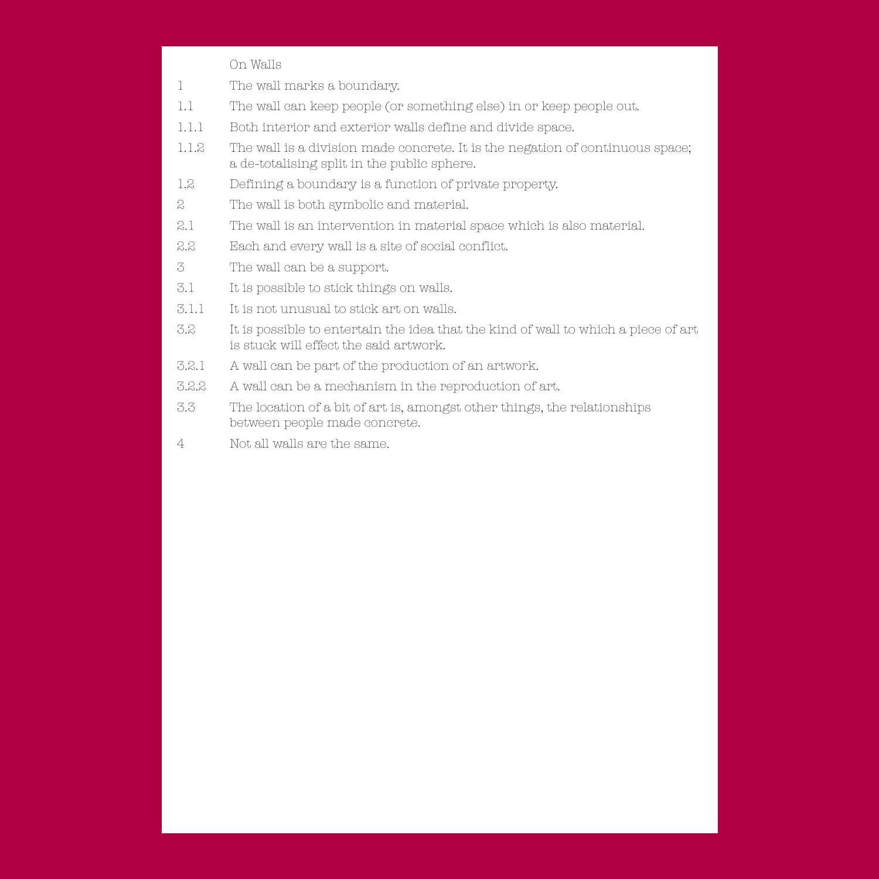# On Walls

1 The wall marks a boundary.

1.1 The wall can keep people (or something else) in or keep people out.

1.1.1 Both interior and exterior walls define and divide space.

1.1.2 The wall is a division made concrete. It is the negation of continuous space; a de-totalising split in the public sphere.

1.2 Defining a boundary is a function of private property.

2 The wall is both symbolic and material.

2.1 The wall is an intervention in material space which is also material.

2.2 Each and every wall is a site of social conflict.

3 The wall can be a support.

3.1 It is possible to stick things on walls.

3.1.1 It is not unusual to stick art on walls.

3.2 It is possible to entertain the idea that the kind of wall to which a piece of art is stuck will effect the said artwork.

3.2.1 A wall can be part of the production of an artwork.

3.2.2 A wall can be a mechanism in the reproduction of art.

3.3 The location of a bit of art is, amongst other things, the relationships between people made concrete.

4 Not all walls are the same.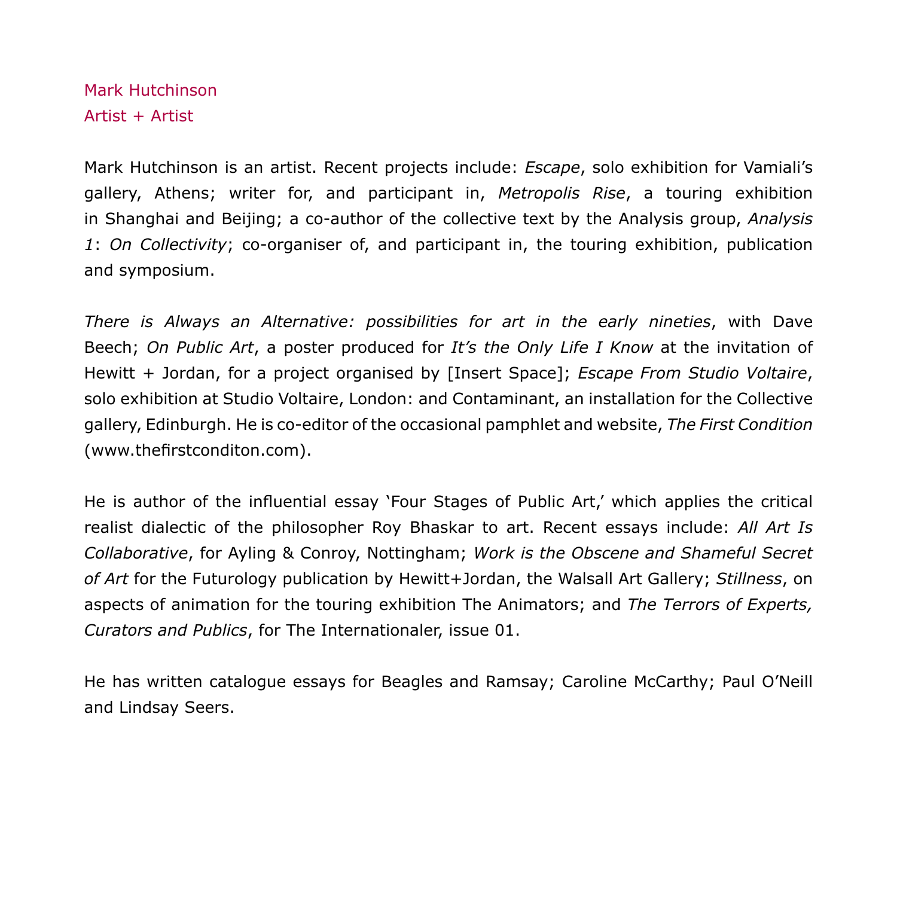Mark Hutchinson
Artist + Artist

Mark Hutchinson is an artist. Recent projects include: *Escape*, solo exhibition for Vamiali's gallery, Athens; writer for, and participant in, *Metropolis Rise*, a touring exhibition in Shanghai and Beijing; a co-author of the collective text by the Analysis group, *Analysis 1*: *On Collectivity*; co-organiser of, and participant in, the touring exhibition, publication and symposium.

*There is Always an Alternative: possibilities for art in the early nineties*, with Dave Beech; *On Public Art*, a poster produced for *It's the Only Life I Know* at the invitation of Hewitt + Jordan, for a project organised by [Insert Space]; *Escape From Studio Voltaire*, solo exhibition at Studio Voltaire, London: and Contaminant, an installation for the Collective gallery, Edinburgh. He is co-editor of the occasional pamphlet and website, *The First Condition* (www.thefirstconditon.com).

He is author of the influential essay 'Four Stages of Public Art,' which applies the critical realist dialectic of the philosopher Roy Bhaskar to art. Recent essays include: *All Art Is Collaborative*, for Ayling & Conroy, Nottingham; *Work is the Obscene and Shameful Secret of Art* for the Futurology publication by Hewitt+Jordan, the Walsall Art Gallery; *Stillness*, on aspects of animation for the touring exhibition The Animators; and *The Terrors of Experts, Curators and Publics*, for The Internationaler, issue 01.

He has written catalogue essays for Beagles and Ramsay; Caroline McCarthy; Paul O'Neill and Lindsay Seers.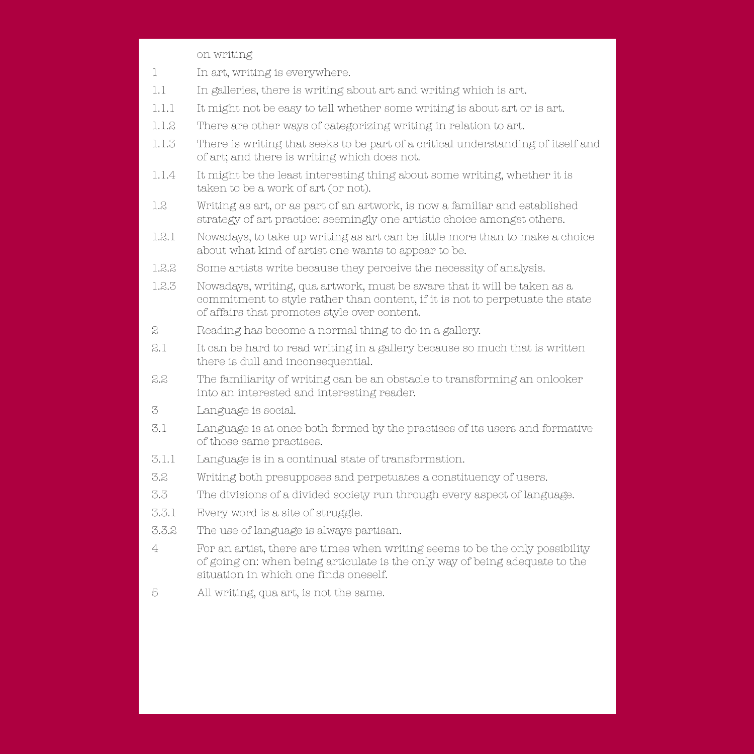on writing

| | |
|---|---|
| 1 | In art, writing is everywhere. |
| 1.1 | In galleries, there is writing about art and writing which is art. |
| 1.1.1 | It might not be easy to tell whether some writing is about art or is art. |
| 1.1.2 | There are other ways of categorizing writing in relation to art. |
| 1.1.3 | There is writing that seeks to be part of a critical understanding of itself and of art; and there is writing which does not. |
| 1.1.4 | It might be the least interesting thing about some writing, whether it is taken to be a work of art (or not). |
| 1.2 | Writing as art, or as part of an artwork, is now a familiar and established strategy of art practice: seemingly one artistic choice amongst others. |
| 1.2.1 | Nowadays, to take up writing as art can be little more than to make a choice about what kind of artist one wants to appear to be. |
| 1.2.2 | Some artists write because they perceive the necessity of analysis. |
| 1.2.3 | Nowadays, writing, qua artwork, must be aware that it will be taken as a commitment to style rather than content, if it is not to perpetuate the state of affairs that promotes style over content. |
| 2 | Reading has become a normal thing to do in a gallery. |
| 2.1 | It can be hard to read writing in a gallery because so much that is written there is dull and inconsequential. |
| 2.2 | The familiarity of writing can be an obstacle to transforming an onlooker into an interested and interesting reader. |
| 3 | Language is social. |
| 3.1 | Language is at once both formed by the practises of its users and formative of those same practises. |
| 3.1.1 | Language is in a continual state of transformation. |
| 3.2 | Writing both presupposes and perpetuates a constituency of users. |
| 3.3 | The divisions of a divided society run through every aspect of language. |
| 3.3.1 | Every word is a site of struggle. |
| 3.3.2 | The use of language is always partisan. |
| 4 | For an artist, there are times when writing seems to be the only possibility of going on: when being articulate is the only way of being adequate to the situation in which one finds oneself. |
| 5 | All writing, qua art, is not the same. |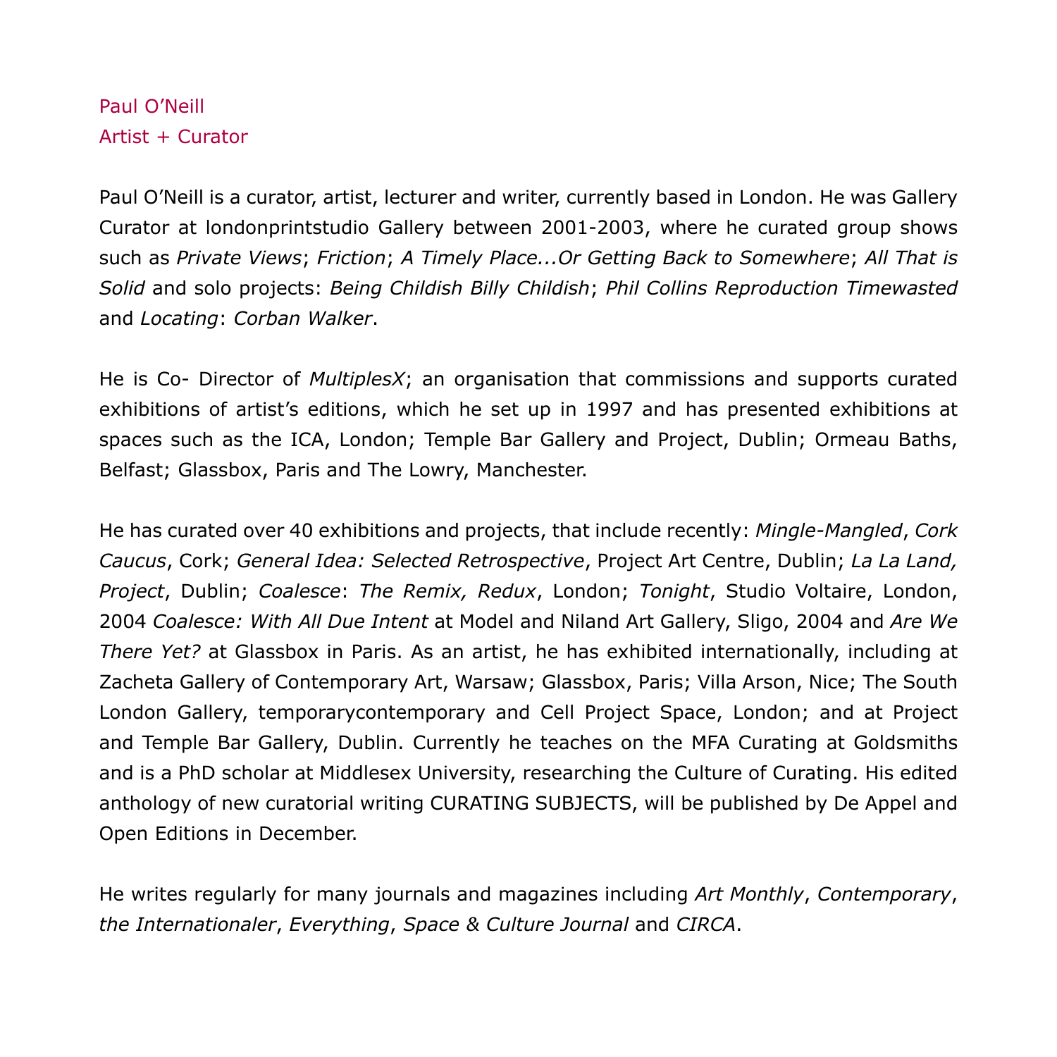Paul O'Neill
Artist + Curator

Paul O'Neill is a curator, artist, lecturer and writer, currently based in London. He was Gallery Curator at londonprintstudio Gallery between 2001-2003, where he curated group shows such as *Private Views*; *Friction*; *A Timely Place...Or Getting Back to Somewhere*; *All That is Solid* and solo projects: *Being Childish Billy Childish*; *Phil Collins Reproduction Timewasted* and *Locating*: *Corban Walker*.

He is Co- Director of *MultiplesX*; an organisation that commissions and supports curated exhibitions of artist's editions, which he set up in 1997 and has presented exhibitions at spaces such as the ICA, London; Temple Bar Gallery and Project, Dublin; Ormeau Baths, Belfast; Glassbox, Paris and The Lowry, Manchester.

He has curated over 40 exhibitions and projects, that include recently: *Mingle-Mangled*, *Cork Caucus*, Cork; *General Idea: Selected Retrospective*, Project Art Centre, Dublin; *La La Land, Project*, Dublin; *Coalesce*: *The Remix, Redux*, London; *Tonight*, Studio Voltaire, London, 2004 *Coalesce: With All Due Intent* at Model and Niland Art Gallery, Sligo, 2004 and *Are We There Yet?* at Glassbox in Paris. As an artist, he has exhibited internationally, including at Zacheta Gallery of Contemporary Art, Warsaw; Glassbox, Paris; Villa Arson, Nice; The South London Gallery, temporarycontemporary and Cell Project Space, London; and at Project and Temple Bar Gallery, Dublin. Currently he teaches on the MFA Curating at Goldsmiths and is a PhD scholar at Middlesex University, researching the Culture of Curating. His edited anthology of new curatorial writing CURATING SUBJECTS, will be published by De Appel and Open Editions in December.

He writes regularly for many journals and magazines including *Art Monthly*, *Contemporary*, *the Internationaler*, *Everything*, *Space & Culture Journal* and *CIRCA*.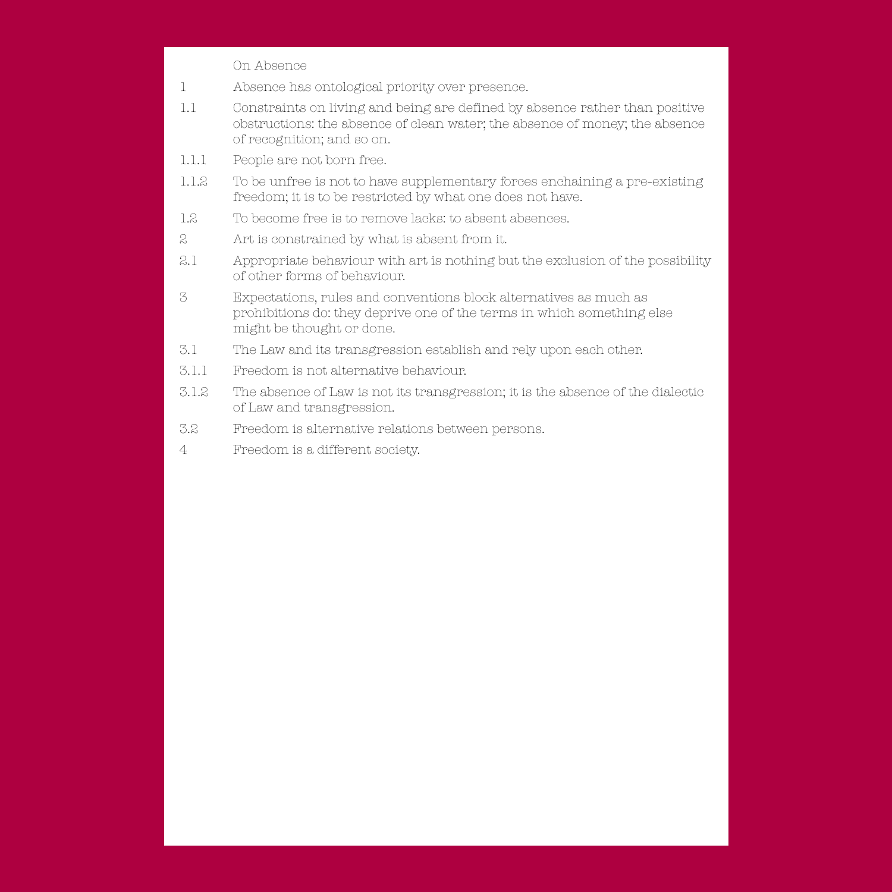# On Absence

1 Absence has ontological priority over presence.

1.1 Constraints on living and being are defined by absence rather than positive obstructions: the absence of clean water; the absence of money; the absence of recognition; and so on.

1.1.1 People are not born free.

1.1.2 To be unfree is not to have supplementary forces enchaining a pre-existing freedom; it is to be restricted by what one does not have.

1.2 To become free is to remove lacks: to absent absences.

2 Art is constrained by what is absent from it.

2.1 Appropriate behaviour with art is nothing but the exclusion of the possibility of other forms of behaviour.

3 Expectations, rules and conventions block alternatives as much as prohibitions do: they deprive one of the terms in which something else might be thought or done.

3.1 The Law and its transgression establish and rely upon each other.

3.1.1 Freedom is not alternative behaviour.

3.1.2 The absence of Law is not its transgression; it is the absence of the dialectic of Law and transgression.

3.2 Freedom is alternative relations between persons.

4 Freedom is a different society.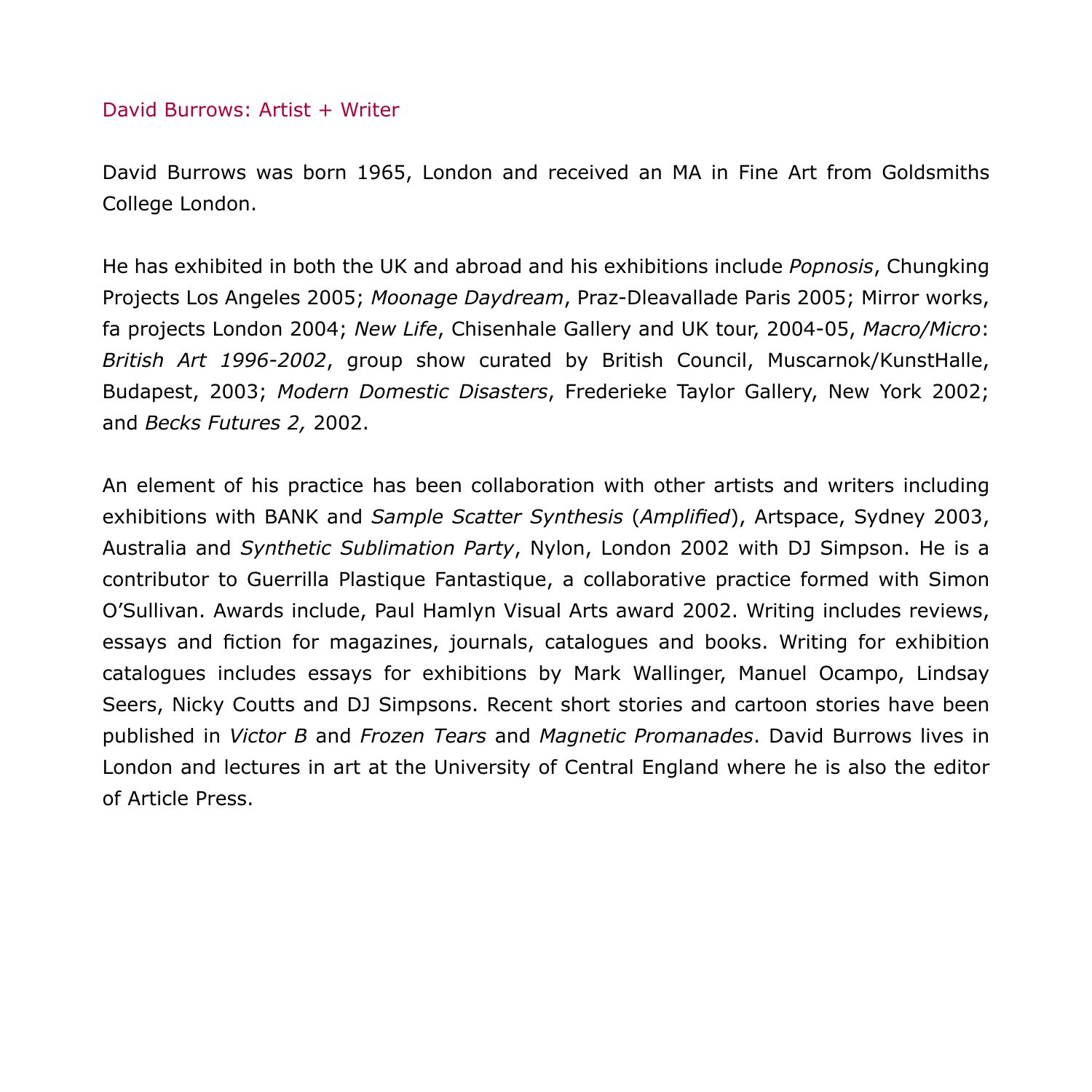## David Burrows: Artist + Writer

David Burrows was born 1965, London and received an MA in Fine Art from Goldsmiths College London.

He has exhibited in both the UK and abroad and his exhibitions include *Popnosis*, Chungking Projects Los Angeles 2005; *Moonage Daydream*, Praz-Dleavallade Paris 2005; Mirror works, fa projects London 2004; *New Life*, Chisenhale Gallery and UK tour, 2004-05, *Macro/Micro*: *British Art 1996-2002*, group show curated by British Council, Muscarnok/KunstHalle, Budapest, 2003; *Modern Domestic Disasters*, Frederieke Taylor Gallery, New York 2002; and *Becks Futures 2,* 2002.

An element of his practice has been collaboration with other artists and writers including exhibitions with BANK and *Sample Scatter Synthesis* (*Amplified*), Artspace, Sydney 2003, Australia and *Synthetic Sublimation Party*, Nylon, London 2002 with DJ Simpson. He is a contributor to Guerrilla Plastique Fantastique, a collaborative practice formed with Simon O'Sullivan. Awards include, Paul Hamlyn Visual Arts award 2002. Writing includes reviews, essays and fiction for magazines, journals, catalogues and books. Writing for exhibition catalogues includes essays for exhibitions by Mark Wallinger, Manuel Ocampo, Lindsay Seers, Nicky Coutts and DJ Simpsons. Recent short stories and cartoon stories have been published in *Victor B* and *Frozen Tears* and *Magnetic Promanades*. David Burrows lives in London and lectures in art at the University of Central England where he is also the editor of Article Press.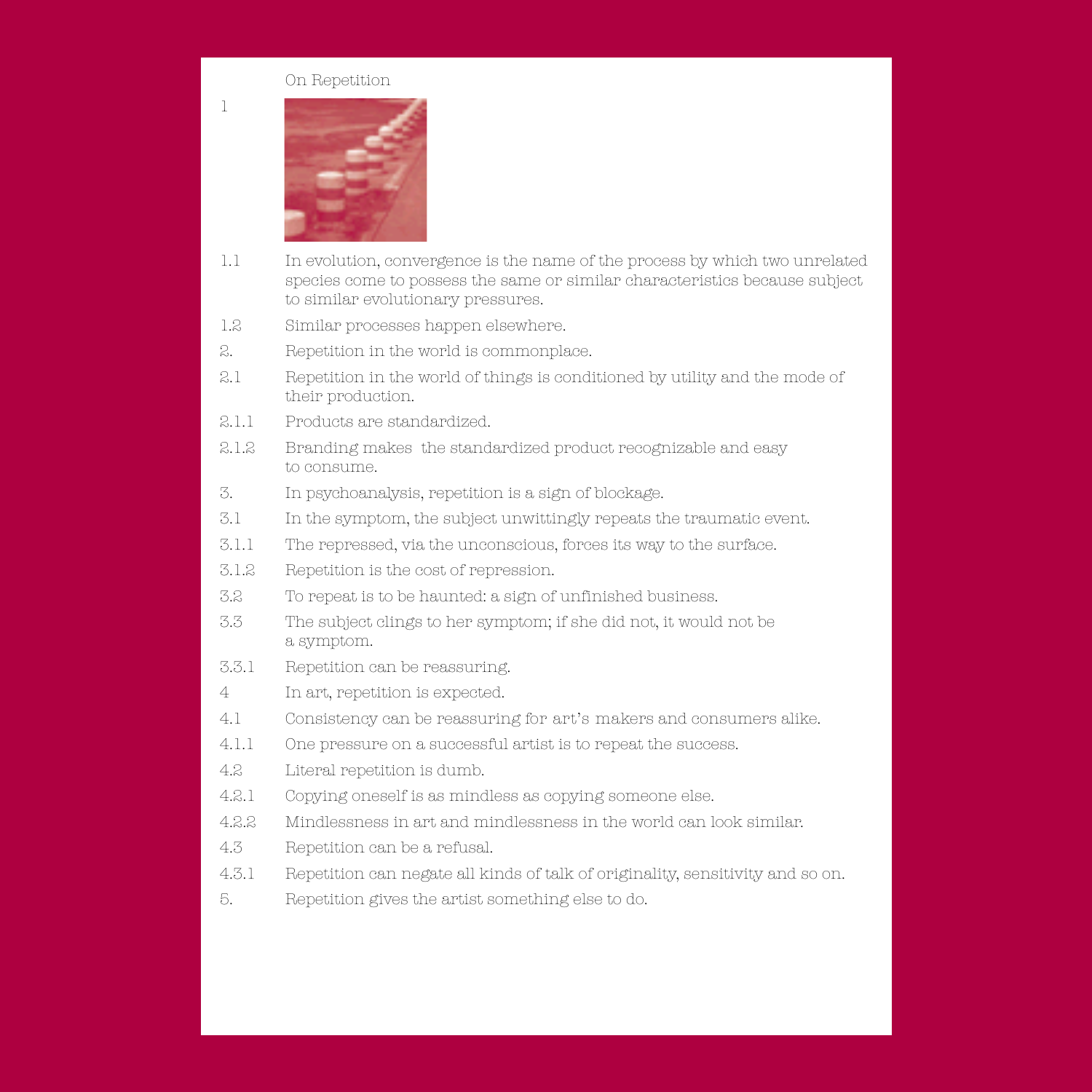On Repetition

1

1.1 In evolution, convergence is the name of the process by which two unrelated species come to possess the same or similar characteristics because subject to similar evolutionary pressures.

1.2 Similar processes happen elsewhere.

2. Repetition in the world is commonplace.

2.1 Repetition in the world of things is conditioned by utility and the mode of their production.

2.1.1 Products are standardized.

2.1.2 Branding makes the standardized product recognizable and easy to consume.

3. In psychoanalysis, repetition is a sign of blockage.

3.1 In the symptom, the subject unwittingly repeats the traumatic event.

3.1.1 The repressed, via the unconscious, forces its way to the surface.

3.1.2 Repetition is the cost of repression.

3.2 To repeat is to be haunted: a sign of unfinished business.

3.3 The subject clings to her symptom; if she did not, it would not be a symptom.

3.3.1 Repetition can be reassuring.

4 In art, repetition is expected.

4.1 Consistency can be reassuring for art's makers and consumers alike.

4.1.1 One pressure on a successful artist is to repeat the success.

4.2 Literal repetition is dumb.

4.2.1 Copying oneself is as mindless as copying someone else.

4.2.2 Mindlessness in art and mindlessness in the world can look similar.

4.3 Repetition can be a refusal.

4.3.1 Repetition can negate all kinds of talk of originality, sensitivity and so on.

5. Repetition gives the artist something else to do.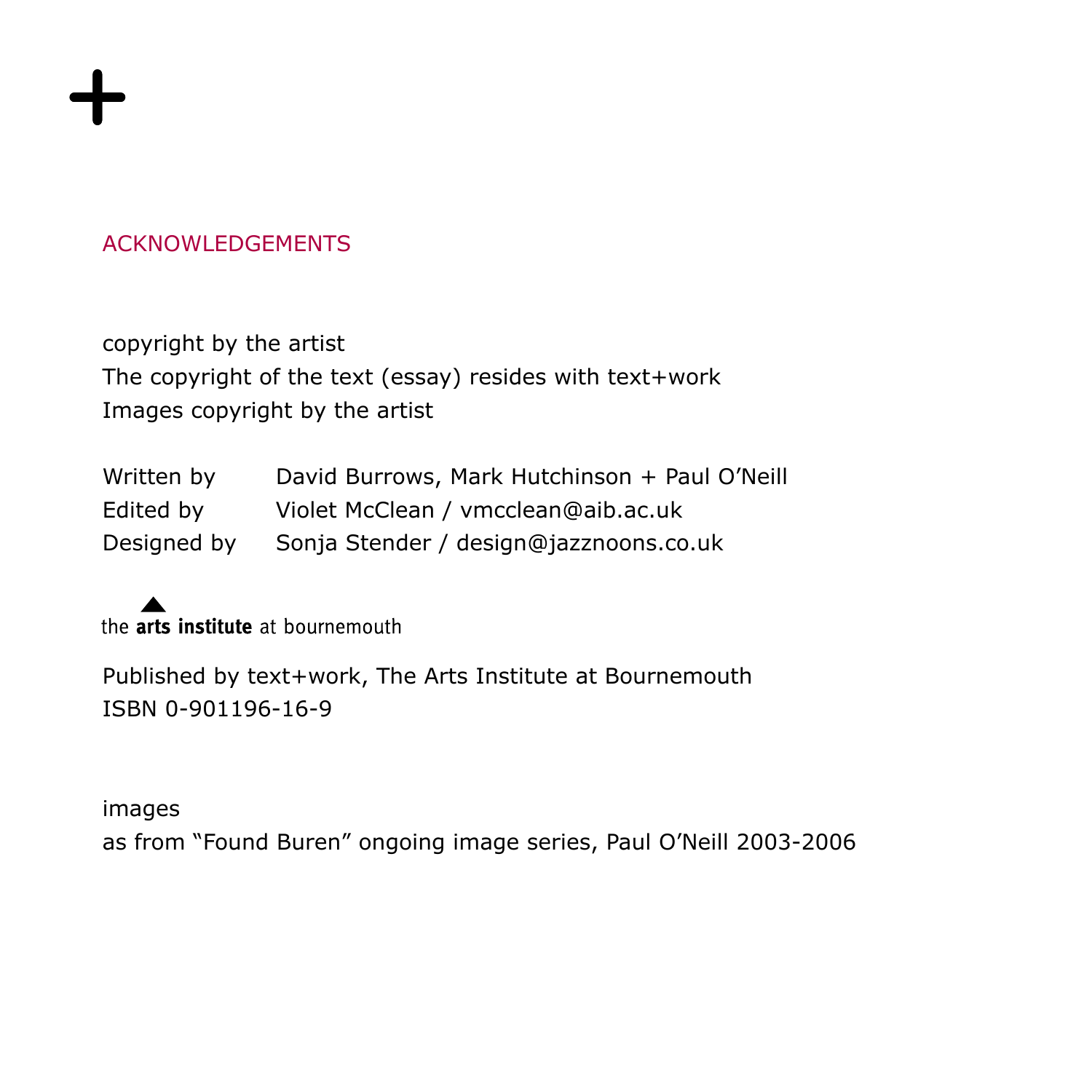+

## ACKNOWLEDGEMENTS

copyright by the artist
The copyright of the text (essay) resides with text+work
Images copyright by the artist

| | |
|---|---|
| Written by | David Burrows, Mark Hutchinson + Paul O'Neill |
| Edited by | Violet McClean / vmcclean@aib.ac.uk |
| Designed by | Sonja Stender / design@jazznoons.co.uk |

the **arts institute** at bournemouth

Published by text+work, The Arts Institute at Bournemouth
ISBN 0-901196-16-9

images
as from "Found Buren" ongoing image series, Paul O'Neill 2003-2006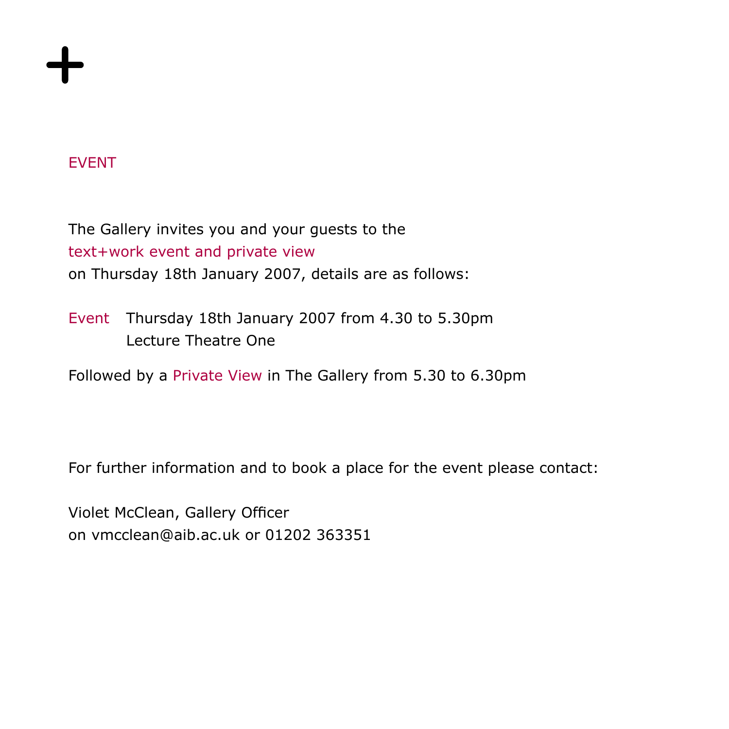+

EVENT

The Gallery invites you and your guests to the
text+work event and private view
on Thursday 18th January 2007, details are as follows:

Event Thursday 18th January 2007 from 4.30 to 5.30pm
Lecture Theatre One

Followed by a Private View in The Gallery from 5.30 to 6.30pm

For further information and to book a place for the event please contact:

Violet McClean, Gallery Officer
on vmcclean@aib.ac.uk or 01202 363351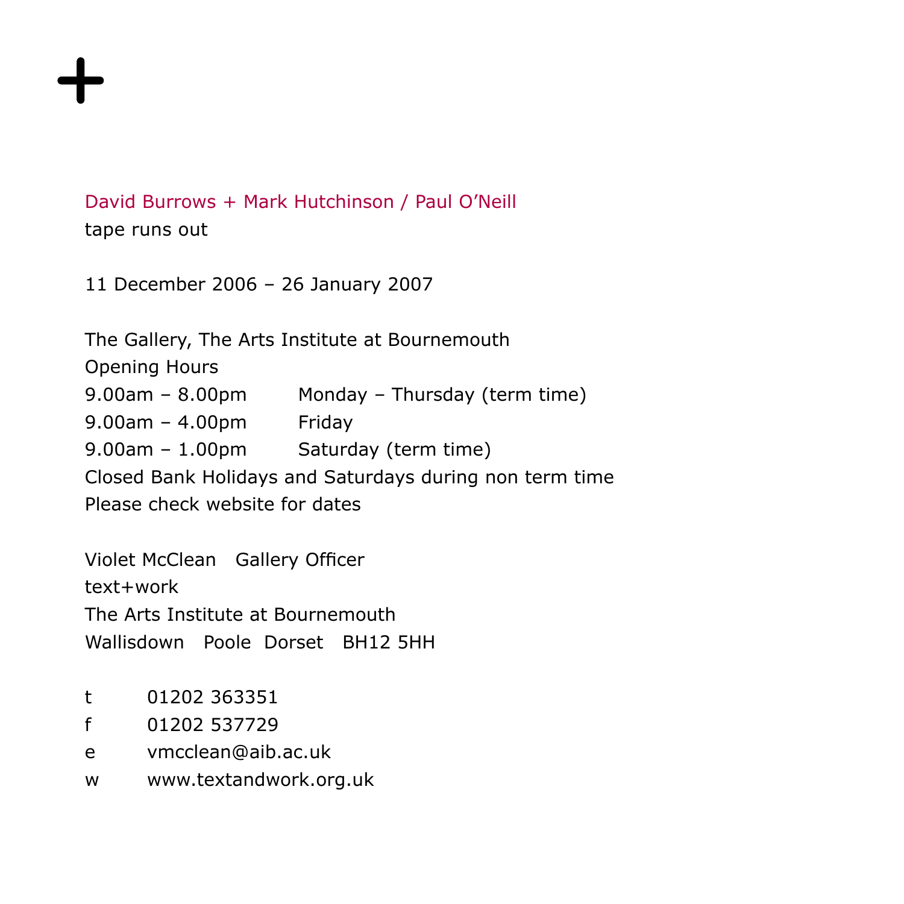+

David Burrows + Mark Hutchinson / Paul O'Neill

tape runs out

11 December 2006 – 26 January 2007

The Gallery, The Arts Institute at Bournemouth
Opening Hours

| | |
|---|---|
| 9.00am – 8.00pm | Monday – Thursday (term time) |
| 9.00am – 4.00pm | Friday |
| 9.00am – 1.00pm | Saturday (term time) |

Closed Bank Holidays and Saturdays during non term time
Please check website for dates

Violet McClean Gallery Officer
text+work
The Arts Institute at Bournemouth
Wallisdown Poole Dorset BH12 5HH

| | |
|---|---|
| t | 01202 363351 |
| f | 01202 537729 |
| e | vmcclean@aib.ac.uk |
| w | www.textandwork.org.uk |